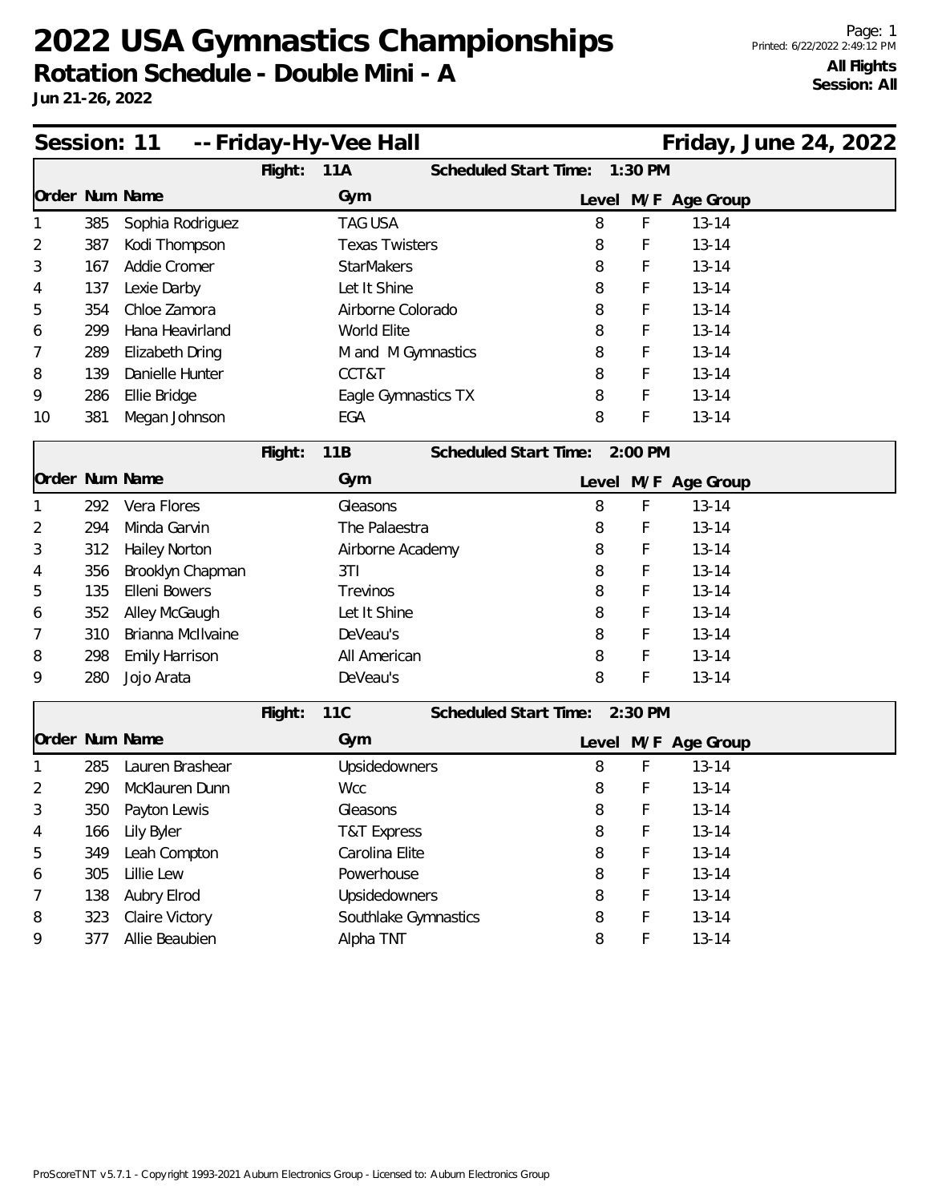# 2022 USA Gymnastics Championships

## Rotation Schedule - Double Mini - A

**Jun 21-26, 2022**

Printed: 6/22/2022 2:49:12 PM

**All Flights**
**Session: All**

### Session: 11 -- Friday-Hy-Vee Hall — Friday, June 24, 2022

**Flight: 11A — Scheduled Start Time: 1:30 PM**

| Order | Num | Name | Gym | Level | M/F | Age Group |
|---|---|---|---|---|---|---|
| 1 | 385 | Sophia Rodriguez | TAG USA | 8 | F | 13-14 |
| 2 | 387 | Kodi Thompson | Texas Twisters | 8 | F | 13-14 |
| 3 | 167 | Addie Cromer | StarMakers | 8 | F | 13-14 |
| 4 | 137 | Lexie Darby | Let It Shine | 8 | F | 13-14 |
| 5 | 354 | Chloe Zamora | Airborne Colorado | 8 | F | 13-14 |
| 6 | 299 | Hana Heavirland | World Elite | 8 | F | 13-14 |
| 7 | 289 | Elizabeth Dring | M and M Gymnastics | 8 | F | 13-14 |
| 8 | 139 | Danielle Hunter | CCT&T | 8 | F | 13-14 |
| 9 | 286 | Ellie Bridge | Eagle Gymnastics TX | 8 | F | 13-14 |
| 10 | 381 | Megan Johnson | EGA | 8 | F | 13-14 |

**Flight: 11B — Scheduled Start Time: 2:00 PM**

| Order | Num | Name | Gym | Level | M/F | Age Group |
|---|---|---|---|---|---|---|
| 1 | 292 | Vera Flores | Gleasons | 8 | F | 13-14 |
| 2 | 294 | Minda Garvin | The Palaestra | 8 | F | 13-14 |
| 3 | 312 | Hailey Norton | Airborne Academy | 8 | F | 13-14 |
| 4 | 356 | Brooklyn Chapman | 3TI | 8 | F | 13-14 |
| 5 | 135 | Elleni Bowers | Trevinos | 8 | F | 13-14 |
| 6 | 352 | Alley McGaugh | Let It Shine | 8 | F | 13-14 |
| 7 | 310 | Brianna McIlvaine | DeVeau's | 8 | F | 13-14 |
| 8 | 298 | Emily Harrison | All American | 8 | F | 13-14 |
| 9 | 280 | Jojo Arata | DeVeau's | 8 | F | 13-14 |

**Flight: 11C — Scheduled Start Time: 2:30 PM**

| Order | Num | Name | Gym | Level | M/F | Age Group |
|---|---|---|---|---|---|---|
| 1 | 285 | Lauren Brashear | Upsidedowners | 8 | F | 13-14 |
| 2 | 290 | McKlauren Dunn | Wcc | 8 | F | 13-14 |
| 3 | 350 | Payton Lewis | Gleasons | 8 | F | 13-14 |
| 4 | 166 | Lily Byler | T&T Express | 8 | F | 13-14 |
| 5 | 349 | Leah Compton | Carolina Elite | 8 | F | 13-14 |
| 6 | 305 | Lillie Lew | Powerhouse | 8 | F | 13-14 |
| 7 | 138 | Aubry Elrod | Upsidedowners | 8 | F | 13-14 |
| 8 | 323 | Claire Victory | Southlake Gymnastics | 8 | F | 13-14 |
| 9 | 377 | Allie Beaubien | Alpha TNT | 8 | F | 13-14 |

ProScoreTNT v5.7.1 - Copyright 1993-2021 Auburn Electronics Group - Licensed to: Auburn Electronics Group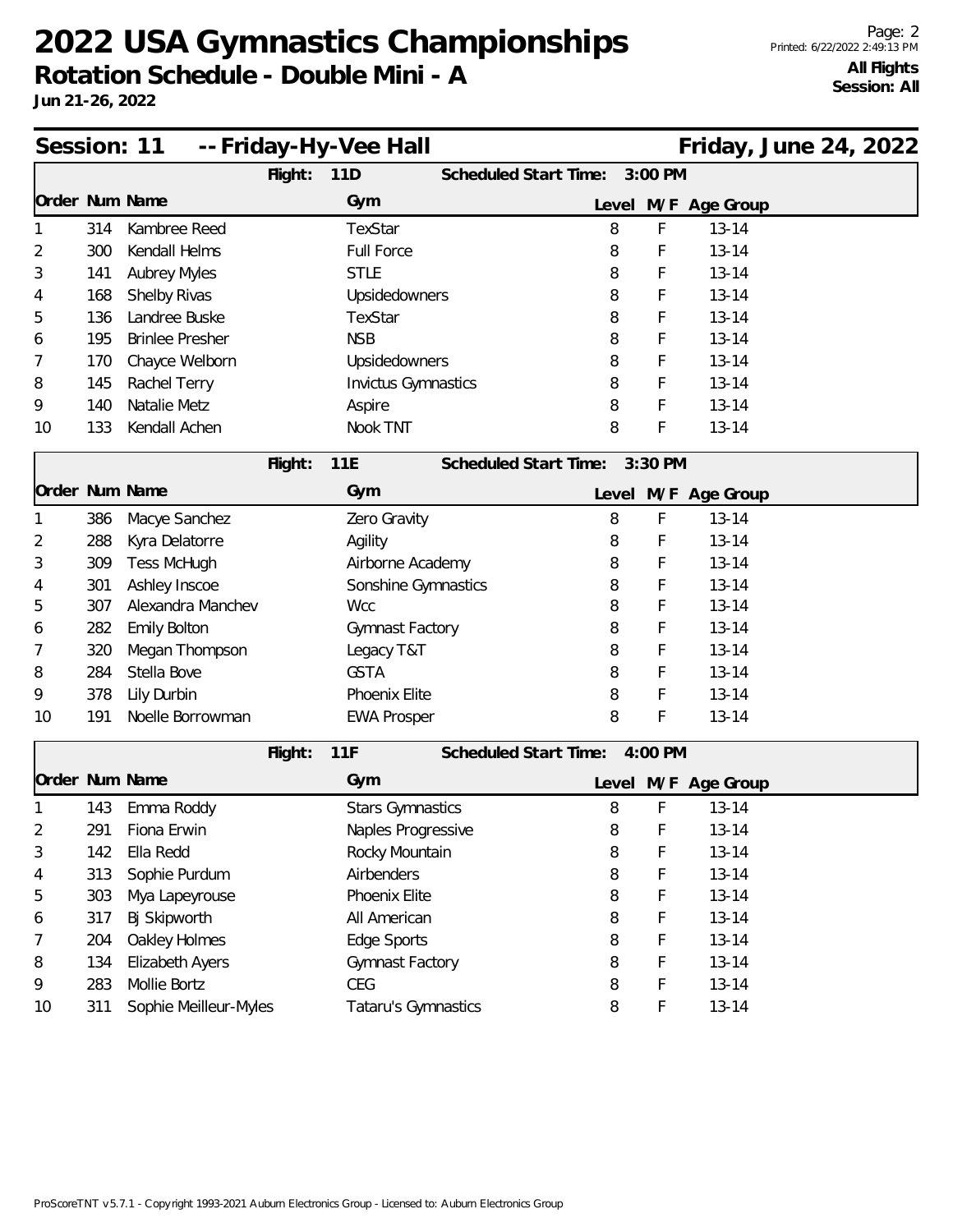# 2022 USA Gymnastics Championships

**Rotation Schedule - Double Mini - A**

**Jun 21-26, 2022**

**All Flights**
**Session: All**

## Session: 11 -- Friday-Hy-Vee Hall — Friday, June 24, 2022

**Flight: 11D** — Scheduled Start Time: 3:00 PM

| Order | Num | Name | Gym | Level | M/F | Age Group |
|---|---|---|---|---|---|---|
| 1 | 314 | Kambree Reed | TexStar | 8 | F | 13-14 |
| 2 | 300 | Kendall Helms | Full Force | 8 | F | 13-14 |
| 3 | 141 | Aubrey Myles | STLE | 8 | F | 13-14 |
| 4 | 168 | Shelby Rivas | Upsidedowners | 8 | F | 13-14 |
| 5 | 136 | Landree Buske | TexStar | 8 | F | 13-14 |
| 6 | 195 | Brinlee Presher | NSB | 8 | F | 13-14 |
| 7 | 170 | Chayce Welborn | Upsidedowners | 8 | F | 13-14 |
| 8 | 145 | Rachel Terry | Invictus Gymnastics | 8 | F | 13-14 |
| 9 | 140 | Natalie Metz | Aspire | 8 | F | 13-14 |
| 10 | 133 | Kendall Achen | Nook TNT | 8 | F | 13-14 |

**Flight: 11E** — Scheduled Start Time: 3:30 PM

| Order | Num | Name | Gym | Level | M/F | Age Group |
|---|---|---|---|---|---|---|
| 1 | 386 | Macye Sanchez | Zero Gravity | 8 | F | 13-14 |
| 2 | 288 | Kyra Delatorre | Agility | 8 | F | 13-14 |
| 3 | 309 | Tess McHugh | Airborne Academy | 8 | F | 13-14 |
| 4 | 301 | Ashley Inscoe | Sonshine Gymnastics | 8 | F | 13-14 |
| 5 | 307 | Alexandra Manchev | Wcc | 8 | F | 13-14 |
| 6 | 282 | Emily Bolton | Gymnast Factory | 8 | F | 13-14 |
| 7 | 320 | Megan Thompson | Legacy T&T | 8 | F | 13-14 |
| 8 | 284 | Stella Bove | GSTA | 8 | F | 13-14 |
| 9 | 378 | Lily Durbin | Phoenix Elite | 8 | F | 13-14 |
| 10 | 191 | Noelle Borrowman | EWA Prosper | 8 | F | 13-14 |

**Flight: 11F** — Scheduled Start Time: 4:00 PM

| Order | Num | Name | Gym | Level | M/F | Age Group |
|---|---|---|---|---|---|---|
| 1 | 143 | Emma Roddy | Stars Gymnastics | 8 | F | 13-14 |
| 2 | 291 | Fiona Erwin | Naples Progressive | 8 | F | 13-14 |
| 3 | 142 | Ella Redd | Rocky Mountain | 8 | F | 13-14 |
| 4 | 313 | Sophie Purdum | Airbenders | 8 | F | 13-14 |
| 5 | 303 | Mya Lapeyrouse | Phoenix Elite | 8 | F | 13-14 |
| 6 | 317 | Bj Skipworth | All American | 8 | F | 13-14 |
| 7 | 204 | Oakley Holmes | Edge Sports | 8 | F | 13-14 |
| 8 | 134 | Elizabeth Ayers | Gymnast Factory | 8 | F | 13-14 |
| 9 | 283 | Mollie Bortz | CEG | 8 | F | 13-14 |
| 10 | 311 | Sophie Meilleur-Myles | Tataru's Gymnastics | 8 | F | 13-14 |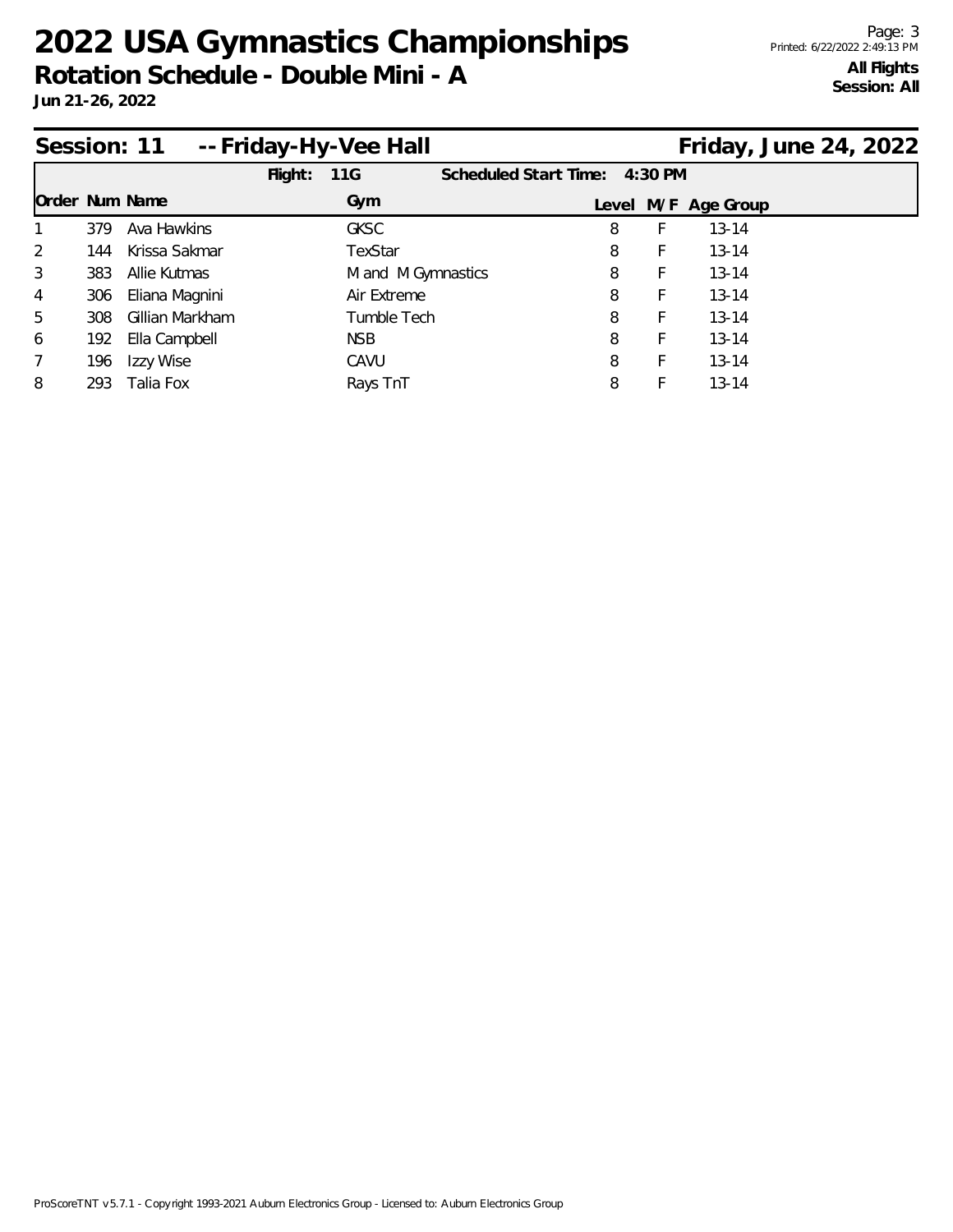# 2022 USA Gymnastics Championships

**Rotation Schedule - Double Mini - A**

**Jun 21-26, 2022**

**All Flights**
**Session: All**

## Session: 11 -- Friday-Hy-Vee Hall — Friday, June 24, 2022

**Flight:** 11G **Scheduled Start Time:** 4:30 PM

| Order | Num | Name | Gym | Level | M/F | Age Group |
|---|---|---|---|---|---|---|
| 1 | 379 | Ava Hawkins | GKSC | 8 | F | 13-14 |
| 2 | 144 | Krissa Sakmar | TexStar | 8 | F | 13-14 |
| 3 | 383 | Allie Kutmas | M and M Gymnastics | 8 | F | 13-14 |
| 4 | 306 | Eliana Magnini | Air Extreme | 8 | F | 13-14 |
| 5 | 308 | Gillian Markham | Tumble Tech | 8 | F | 13-14 |
| 6 | 192 | Ella Campbell | NSB | 8 | F | 13-14 |
| 7 | 196 | Izzy Wise | CAVU | 8 | F | 13-14 |
| 8 | 293 | Talia Fox | Rays TnT | 8 | F | 13-14 |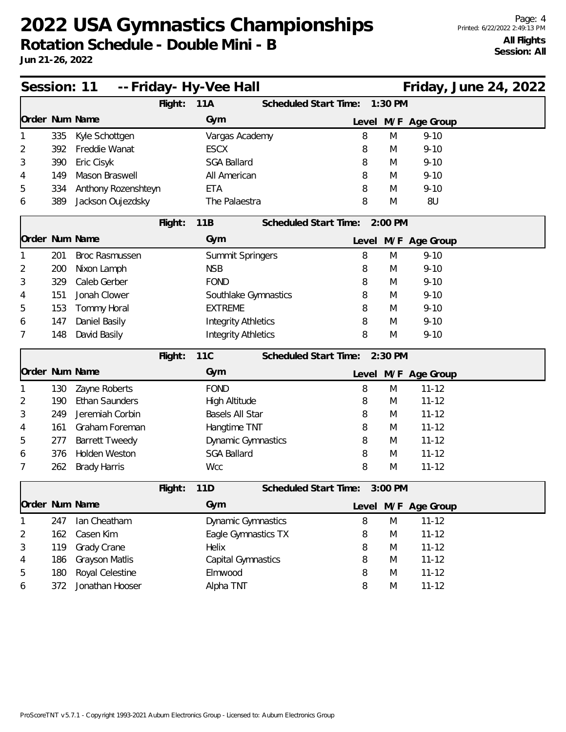# 2022 USA Gymnastics Championships

## Rotation Schedule - Double Mini - B

**Jun 21-26, 2022**

**All Flights**
**Session: All**

## Session: 11 -- Friday- Hy-Vee Hall — Friday, June 24, 2022

### Flight: 11A — Scheduled Start Time: 1:30 PM

| Order | Num | Name | Gym | Level | M/F | Age Group |
|---|---|---|---|---|---|---|
| 1 | 335 | Kyle Schottgen | Vargas Academy | 8 | M | 9-10 |
| 2 | 392 | Freddie Wanat | ESCX | 8 | M | 9-10 |
| 3 | 390 | Eric Cisyk | SGA Ballard | 8 | M | 9-10 |
| 4 | 149 | Mason Braswell | All American | 8 | M | 9-10 |
| 5 | 334 | Anthony Rozenshteyn | ETA | 8 | M | 9-10 |
| 6 | 389 | Jackson Oujezdsky | The Palaestra | 8 | M | 8U |

### Flight: 11B — Scheduled Start Time: 2:00 PM

| Order | Num | Name | Gym | Level | M/F | Age Group |
|---|---|---|---|---|---|---|
| 1 | 201 | Broc Rasmussen | Summit Springers | 8 | M | 9-10 |
| 2 | 200 | Nixon Lamph | NSB | 8 | M | 9-10 |
| 3 | 329 | Caleb Gerber | FOND | 8 | M | 9-10 |
| 4 | 151 | Jonah Clower | Southlake Gymnastics | 8 | M | 9-10 |
| 5 | 153 | Tommy Horal | EXTREME | 8 | M | 9-10 |
| 6 | 147 | Daniel Basily | Integrity Athletics | 8 | M | 9-10 |
| 7 | 148 | David Basily | Integrity Athletics | 8 | M | 9-10 |

### Flight: 11C — Scheduled Start Time: 2:30 PM

| Order | Num | Name | Gym | Level | M/F | Age Group |
|---|---|---|---|---|---|---|
| 1 | 130 | Zayne Roberts | FOND | 8 | M | 11-12 |
| 2 | 190 | Ethan Saunders | High Altitude | 8 | M | 11-12 |
| 3 | 249 | Jeremiah Corbin | Basels All Star | 8 | M | 11-12 |
| 4 | 161 | Graham Foreman | Hangtime TNT | 8 | M | 11-12 |
| 5 | 277 | Barrett Tweedy | Dynamic Gymnastics | 8 | M | 11-12 |
| 6 | 376 | Holden Weston | SGA Ballard | 8 | M | 11-12 |
| 7 | 262 | Brady Harris | Wcc | 8 | M | 11-12 |

### Flight: 11D — Scheduled Start Time: 3:00 PM

| Order | Num | Name | Gym | Level | M/F | Age Group |
|---|---|---|---|---|---|---|
| 1 | 247 | Ian Cheatham | Dynamic Gymnastics | 8 | M | 11-12 |
| 2 | 162 | Casen Kim | Eagle Gymnastics TX | 8 | M | 11-12 |
| 3 | 119 | Grady Crane | Helix | 8 | M | 11-12 |
| 4 | 186 | Grayson Matlis | Capital Gymnastics | 8 | M | 11-12 |
| 5 | 180 | Royal Celestine | Elmwood | 8 | M | 11-12 |
| 6 | 372 | Jonathan Hooser | Alpha TNT | 8 | M | 11-12 |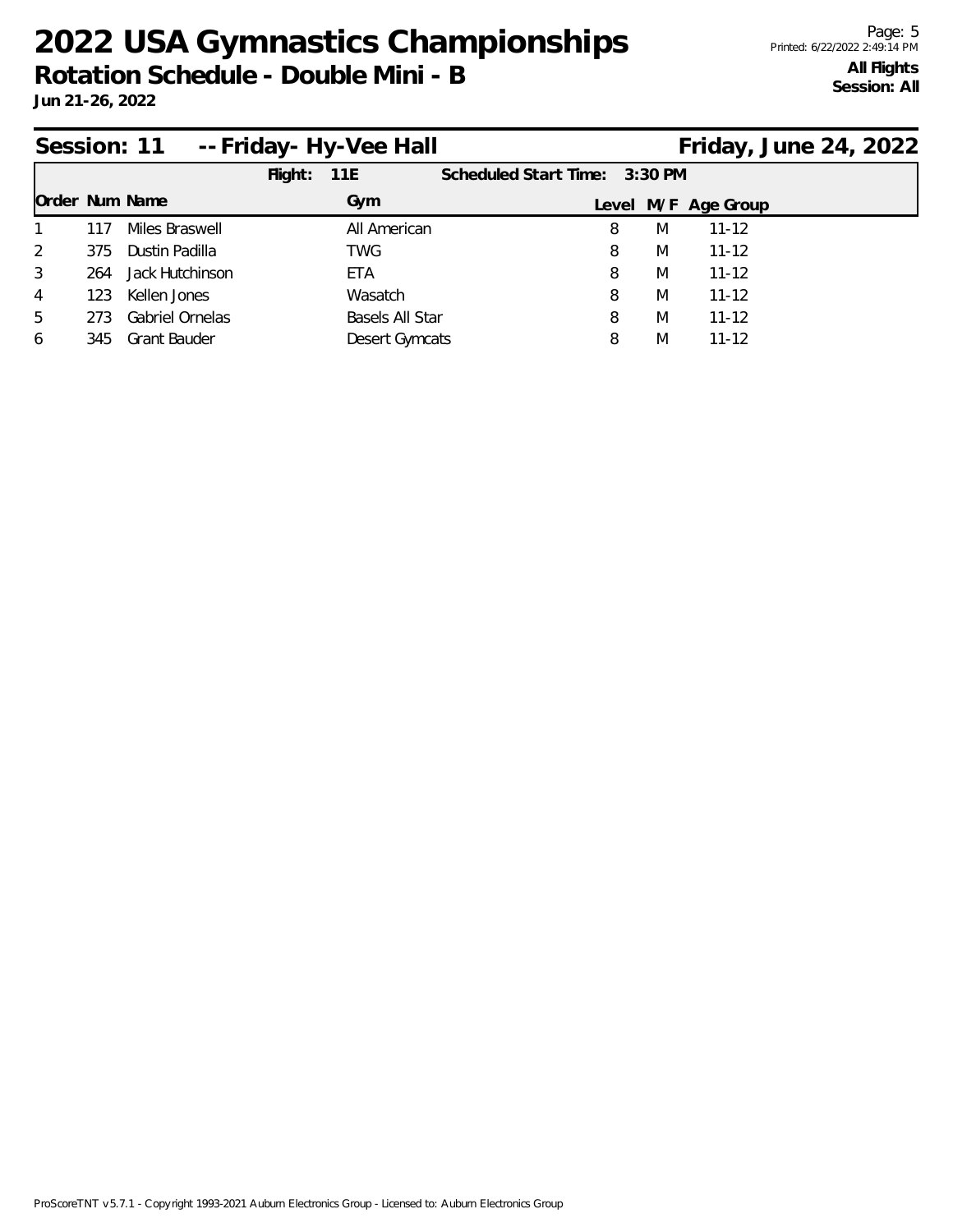# 2022 USA Gymnastics Championships

## Rotation Schedule - Double Mini - B

**Jun 21-26, 2022**

**All Flights**
**Session: All**

### Session: 11 -- Friday- Hy-Vee Hall — Friday, June 24, 2022

**Flight:** 11E **Scheduled Start Time:** 3:30 PM

| Order | Num | Name | Gym | Level | M/F | Age Group |
|---|---|---|---|---|---|---|
| 1 | 117 | Miles Braswell | All American | 8 | M | 11-12 |
| 2 | 375 | Dustin Padilla | TWG | 8 | M | 11-12 |
| 3 | 264 | Jack Hutchinson | ETA | 8 | M | 11-12 |
| 4 | 123 | Kellen Jones | Wasatch | 8 | M | 11-12 |
| 5 | 273 | Gabriel Ornelas | Basels All Star | 8 | M | 11-12 |
| 6 | 345 | Grant Bauder | Desert Gymcats | 8 | M | 11-12 |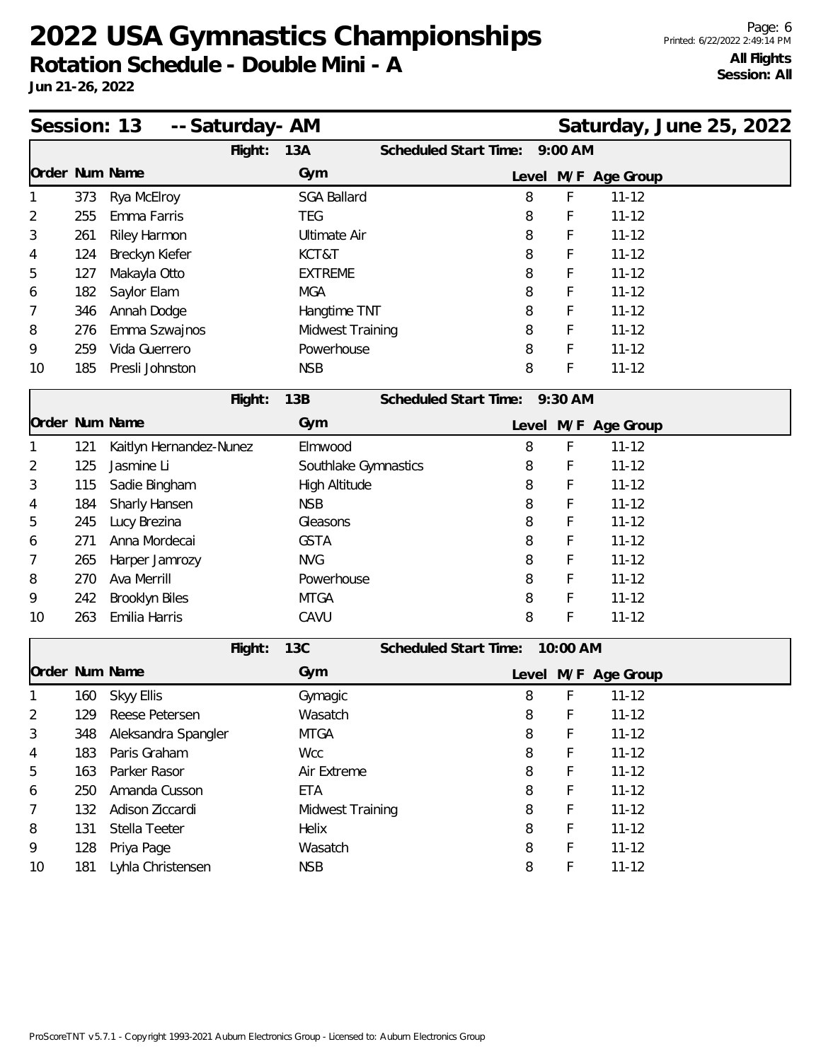# 2022 USA Gymnastics Championships

## Rotation Schedule - Double Mini - A

**Jun 21-26, 2022**

**All Flights**
**Session: All**

## Session: 13 -- Saturday- AM — Saturday, June 25, 2022

**Flight: 13A — Scheduled Start Time: 9:00 AM**

| Order | Num | Name | Gym | Level | M/F | Age Group |
|---|---|---|---|---|---|---|
| 1 | 373 | Rya McElroy | SGA Ballard | 8 | F | 11-12 |
| 2 | 255 | Emma Farris | TEG | 8 | F | 11-12 |
| 3 | 261 | Riley Harmon | Ultimate Air | 8 | F | 11-12 |
| 4 | 124 | Breckyn Kiefer | KCT&T | 8 | F | 11-12 |
| 5 | 127 | Makayla Otto | EXTREME | 8 | F | 11-12 |
| 6 | 182 | Saylor Elam | MGA | 8 | F | 11-12 |
| 7 | 346 | Annah Dodge | Hangtime TNT | 8 | F | 11-12 |
| 8 | 276 | Emma Szwajnos | Midwest Training | 8 | F | 11-12 |
| 9 | 259 | Vida Guerrero | Powerhouse | 8 | F | 11-12 |
| 10 | 185 | Presli Johnston | NSB | 8 | F | 11-12 |

**Flight: 13B — Scheduled Start Time: 9:30 AM**

| Order | Num | Name | Gym | Level | M/F | Age Group |
|---|---|---|---|---|---|---|
| 1 | 121 | Kaitlyn Hernandez-Nunez | Elmwood | 8 | F | 11-12 |
| 2 | 125 | Jasmine Li | Southlake Gymnastics | 8 | F | 11-12 |
| 3 | 115 | Sadie Bingham | High Altitude | 8 | F | 11-12 |
| 4 | 184 | Sharly Hansen | NSB | 8 | F | 11-12 |
| 5 | 245 | Lucy Brezina | Gleasons | 8 | F | 11-12 |
| 6 | 271 | Anna Mordecai | GSTA | 8 | F | 11-12 |
| 7 | 265 | Harper Jamrozy | NVG | 8 | F | 11-12 |
| 8 | 270 | Ava Merrill | Powerhouse | 8 | F | 11-12 |
| 9 | 242 | Brooklyn Biles | MTGA | 8 | F | 11-12 |
| 10 | 263 | Emilia Harris | CAVU | 8 | F | 11-12 |

**Flight: 13C — Scheduled Start Time: 10:00 AM**

| Order | Num | Name | Gym | Level | M/F | Age Group |
|---|---|---|---|---|---|---|
| 1 | 160 | Skyy Ellis | Gymagic | 8 | F | 11-12 |
| 2 | 129 | Reese Petersen | Wasatch | 8 | F | 11-12 |
| 3 | 348 | Aleksandra Spangler | MTGA | 8 | F | 11-12 |
| 4 | 183 | Paris Graham | Wcc | 8 | F | 11-12 |
| 5 | 163 | Parker Rasor | Air Extreme | 8 | F | 11-12 |
| 6 | 250 | Amanda Cusson | ETA | 8 | F | 11-12 |
| 7 | 132 | Adison Ziccardi | Midwest Training | 8 | F | 11-12 |
| 8 | 131 | Stella Teeter | Helix | 8 | F | 11-12 |
| 9 | 128 | Priya Page | Wasatch | 8 | F | 11-12 |
| 10 | 181 | Lyhla Christensen | NSB | 8 | F | 11-12 |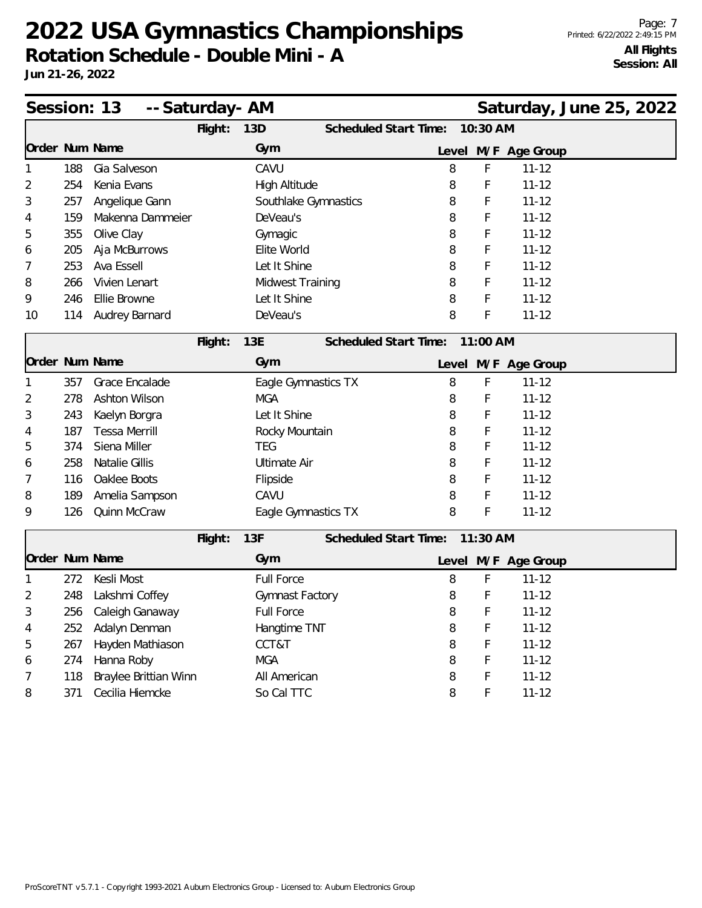# 2022 USA Gymnastics Championships

## Rotation Schedule - Double Mini - A

**Jun 21-26, 2022**

**All Flights**
**Session: All**

## Session: 13 -- Saturday- AM — Saturday, June 25, 2022

### Flight: 13D — Scheduled Start Time: 10:30 AM

| Order | Num | Name | Gym | Level | M/F | Age Group |
|---|---|---|---|---|---|---|
| 1 | 188 | Gia Salveson | CAVU | 8 | F | 11-12 |
| 2 | 254 | Kenia Evans | High Altitude | 8 | F | 11-12 |
| 3 | 257 | Angelique Gann | Southlake Gymnastics | 8 | F | 11-12 |
| 4 | 159 | Makenna Dammeier | DeVeau's | 8 | F | 11-12 |
| 5 | 355 | Olive Clay | Gymagic | 8 | F | 11-12 |
| 6 | 205 | Aja McBurrows | Elite World | 8 | F | 11-12 |
| 7 | 253 | Ava Essell | Let It Shine | 8 | F | 11-12 |
| 8 | 266 | Vivien Lenart | Midwest Training | 8 | F | 11-12 |
| 9 | 246 | Ellie Browne | Let It Shine | 8 | F | 11-12 |
| 10 | 114 | Audrey Barnard | DeVeau's | 8 | F | 11-12 |

### Flight: 13E — Scheduled Start Time: 11:00 AM

| Order | Num | Name | Gym | Level | M/F | Age Group |
|---|---|---|---|---|---|---|
| 1 | 357 | Grace Encalade | Eagle Gymnastics TX | 8 | F | 11-12 |
| 2 | 278 | Ashton Wilson | MGA | 8 | F | 11-12 |
| 3 | 243 | Kaelyn Borgra | Let It Shine | 8 | F | 11-12 |
| 4 | 187 | Tessa Merrill | Rocky Mountain | 8 | F | 11-12 |
| 5 | 374 | Siena Miller | TEG | 8 | F | 11-12 |
| 6 | 258 | Natalie Gillis | Ultimate Air | 8 | F | 11-12 |
| 7 | 116 | Oaklee Boots | Flipside | 8 | F | 11-12 |
| 8 | 189 | Amelia Sampson | CAVU | 8 | F | 11-12 |
| 9 | 126 | Quinn McCraw | Eagle Gymnastics TX | 8 | F | 11-12 |

### Flight: 13F — Scheduled Start Time: 11:30 AM

| Order | Num | Name | Gym | Level | M/F | Age Group |
|---|---|---|---|---|---|---|
| 1 | 272 | Kesli Most | Full Force | 8 | F | 11-12 |
| 2 | 248 | Lakshmi Coffey | Gymnast Factory | 8 | F | 11-12 |
| 3 | 256 | Caleigh Ganaway | Full Force | 8 | F | 11-12 |
| 4 | 252 | Adalyn Denman | Hangtime TNT | 8 | F | 11-12 |
| 5 | 267 | Hayden Mathiason | CCT&T | 8 | F | 11-12 |
| 6 | 274 | Hanna Roby | MGA | 8 | F | 11-12 |
| 7 | 118 | Braylee Brittian Winn | All American | 8 | F | 11-12 |
| 8 | 371 | Cecilia Hiemcke | So Cal TTC | 8 | F | 11-12 |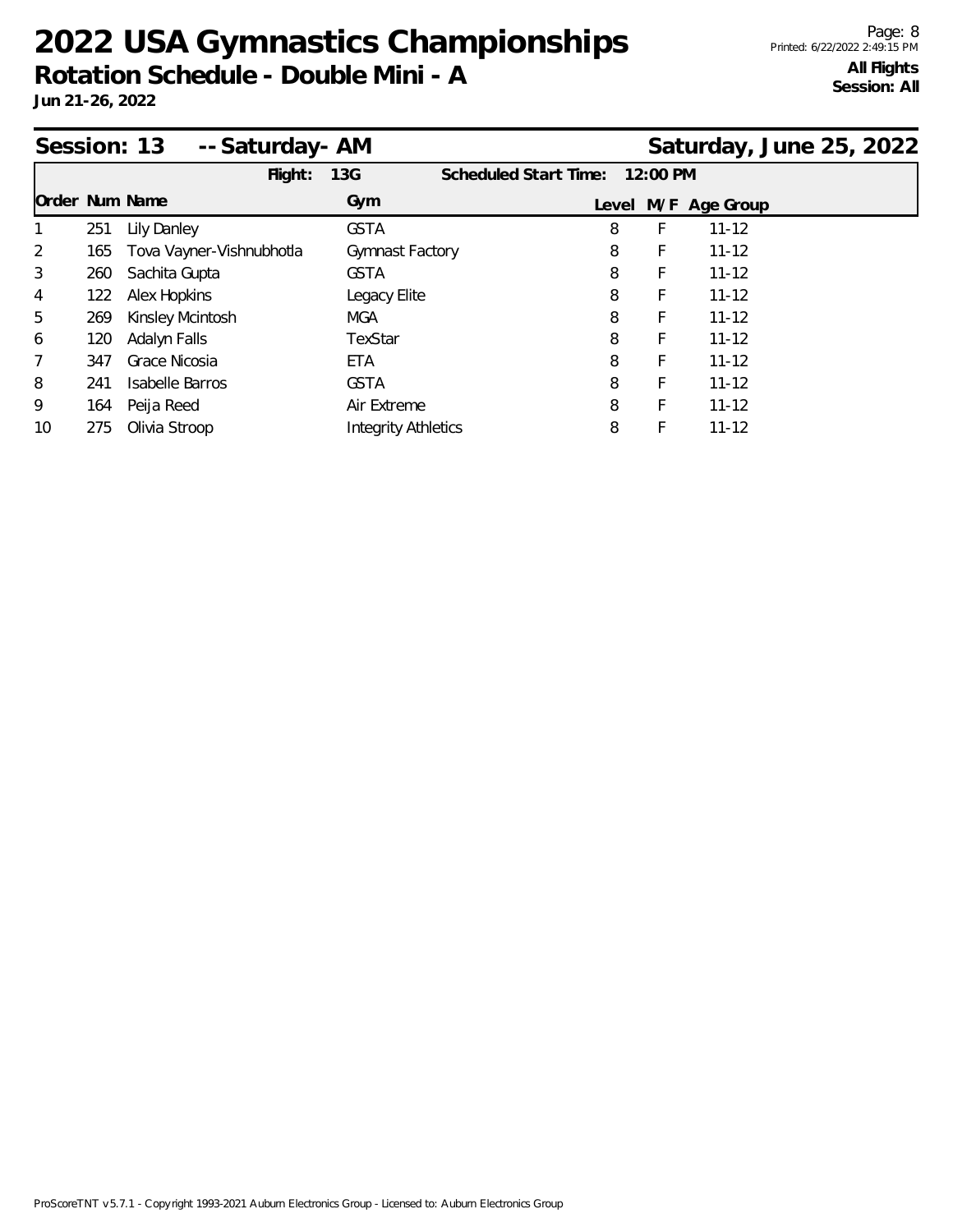# 2022 USA Gymnastics Championships

## Rotation Schedule - Double Mini - A

**Jun 21-26, 2022**

**All Flights**
**Session: All**

### Session: 13 -- Saturday- AM — Saturday, June 25, 2022

**Flight:** 13G **Scheduled Start Time:** 12:00 PM

| Order | Num | Name | Gym | Level | M/F | Age Group |
|---|---|---|---|---|---|---|
| 1 | 251 | Lily Danley | GSTA | 8 | F | 11-12 |
| 2 | 165 | Tova Vayner-Vishnubhotla | Gymnast Factory | 8 | F | 11-12 |
| 3 | 260 | Sachita Gupta | GSTA | 8 | F | 11-12 |
| 4 | 122 | Alex Hopkins | Legacy Elite | 8 | F | 11-12 |
| 5 | 269 | Kinsley Mcintosh | MGA | 8 | F | 11-12 |
| 6 | 120 | Adalyn Falls | TexStar | 8 | F | 11-12 |
| 7 | 347 | Grace Nicosia | ETA | 8 | F | 11-12 |
| 8 | 241 | Isabelle Barros | GSTA | 8 | F | 11-12 |
| 9 | 164 | Peija Reed | Air Extreme | 8 | F | 11-12 |
| 10 | 275 | Olivia Stroop | Integrity Athletics | 8 | F | 11-12 |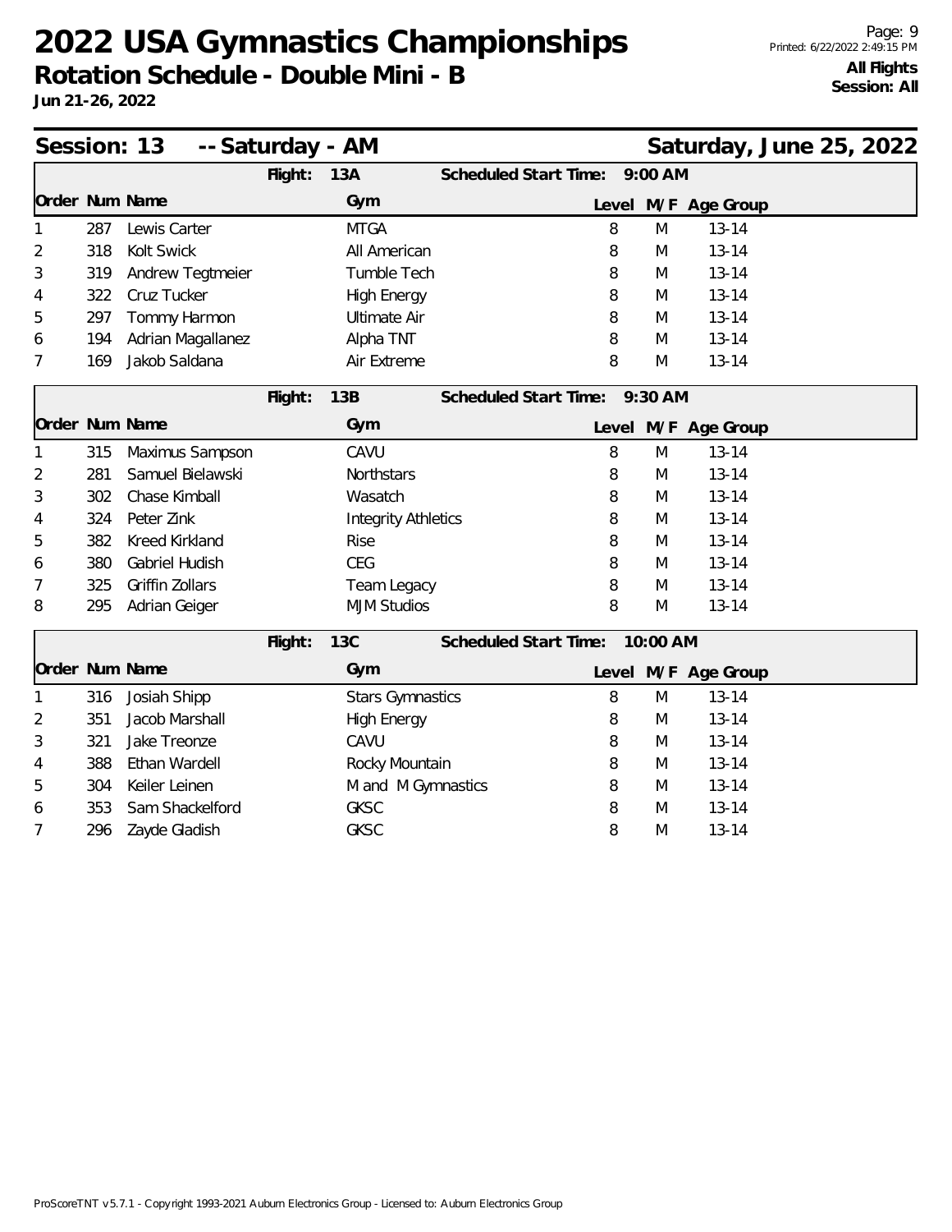# 2022 USA Gymnastics Championships

**Rotation Schedule - Double Mini - B**

**Jun 21-26, 2022**

**All Flights**
**Session: All**

## Session: 13 -- Saturday - AM — Saturday, June 25, 2022

**Flight: 13A** — Scheduled Start Time: 9:00 AM

| Order | Num | Name | Gym | Level | M/F | Age Group |
|---|---|---|---|---|---|---|
| 1 | 287 | Lewis Carter | MTGA | 8 | M | 13-14 |
| 2 | 318 | Kolt Swick | All American | 8 | M | 13-14 |
| 3 | 319 | Andrew Tegtmeier | Tumble Tech | 8 | M | 13-14 |
| 4 | 322 | Cruz Tucker | High Energy | 8 | M | 13-14 |
| 5 | 297 | Tommy Harmon | Ultimate Air | 8 | M | 13-14 |
| 6 | 194 | Adrian Magallanez | Alpha TNT | 8 | M | 13-14 |
| 7 | 169 | Jakob Saldana | Air Extreme | 8 | M | 13-14 |

**Flight: 13B** — Scheduled Start Time: 9:30 AM

| Order | Num | Name | Gym | Level | M/F | Age Group |
|---|---|---|---|---|---|---|
| 1 | 315 | Maximus Sampson | CAVU | 8 | M | 13-14 |
| 2 | 281 | Samuel Bielawski | Northstars | 8 | M | 13-14 |
| 3 | 302 | Chase Kimball | Wasatch | 8 | M | 13-14 |
| 4 | 324 | Peter Zink | Integrity Athletics | 8 | M | 13-14 |
| 5 | 382 | Kreed Kirkland | Rise | 8 | M | 13-14 |
| 6 | 380 | Gabriel Hudish | CEG | 8 | M | 13-14 |
| 7 | 325 | Griffin Zollars | Team Legacy | 8 | M | 13-14 |
| 8 | 295 | Adrian Geiger | MJM Studios | 8 | M | 13-14 |

**Flight: 13C** — Scheduled Start Time: 10:00 AM

| Order | Num | Name | Gym | Level | M/F | Age Group |
|---|---|---|---|---|---|---|
| 1 | 316 | Josiah Shipp | Stars Gymnastics | 8 | M | 13-14 |
| 2 | 351 | Jacob Marshall | High Energy | 8 | M | 13-14 |
| 3 | 321 | Jake Treonze | CAVU | 8 | M | 13-14 |
| 4 | 388 | Ethan Wardell | Rocky Mountain | 8 | M | 13-14 |
| 5 | 304 | Keiler Leinen | M and M Gymnastics | 8 | M | 13-14 |
| 6 | 353 | Sam Shackelford | GKSC | 8 | M | 13-14 |
| 7 | 296 | Zayde Gladish | GKSC | 8 | M | 13-14 |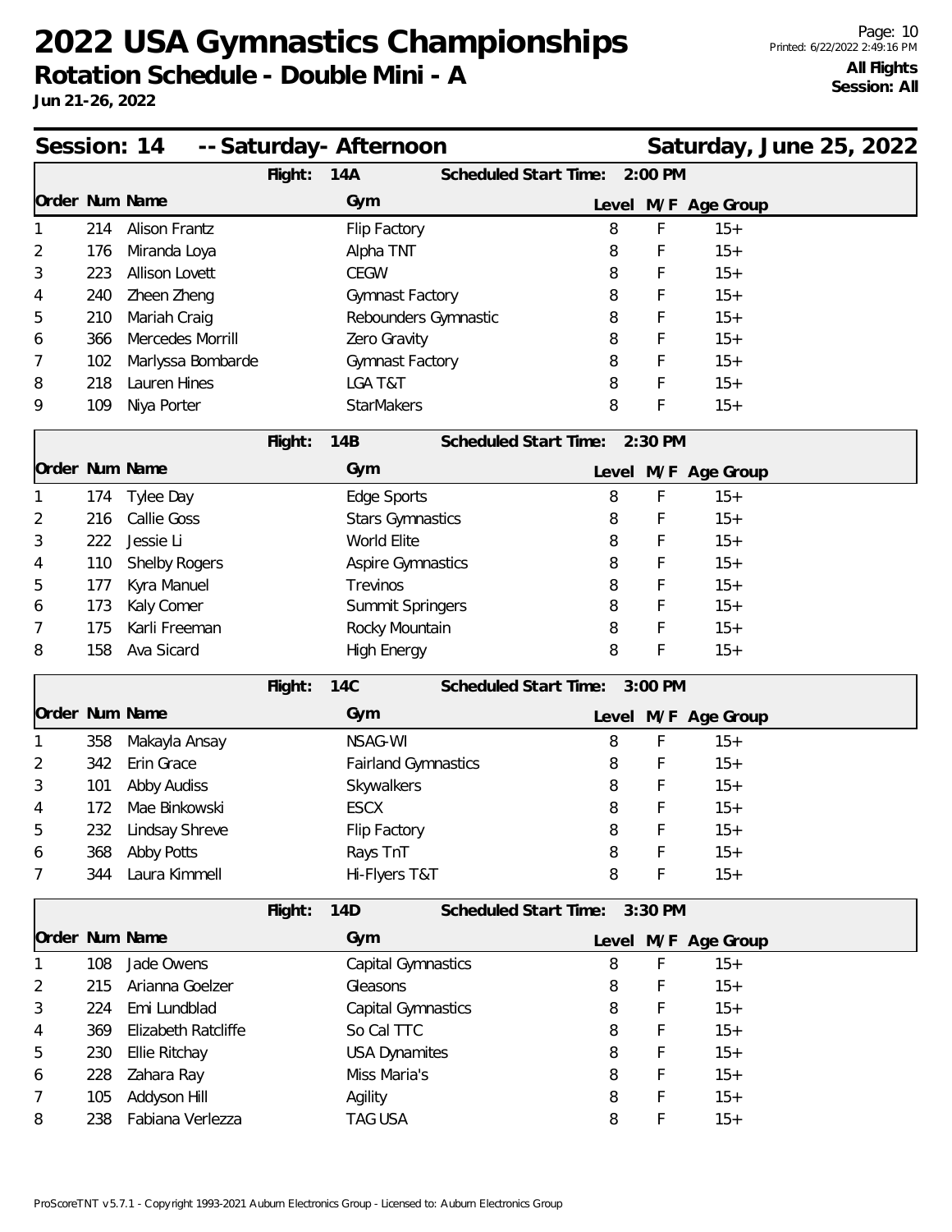# 2022 USA Gymnastics Championships

**Rotation Schedule - Double Mini - A**

**Jun 21-26, 2022**

**All Flights**
**Session: All**

## Session: 14 -- Saturday- Afternoon — Saturday, June 25, 2022

**Flight: 14A** — Scheduled Start Time: 2:00 PM

| Order | Num | Name | Gym | Level | M/F | Age Group |
|---|---|---|---|---|---|---|
| 1 | 214 | Alison Frantz | Flip Factory | 8 | F | 15+ |
| 2 | 176 | Miranda Loya | Alpha TNT | 8 | F | 15+ |
| 3 | 223 | Allison Lovett | CEGW | 8 | F | 15+ |
| 4 | 240 | Zheen Zheng | Gymnast Factory | 8 | F | 15+ |
| 5 | 210 | Mariah Craig | Rebounders Gymnastic | 8 | F | 15+ |
| 6 | 366 | Mercedes Morrill | Zero Gravity | 8 | F | 15+ |
| 7 | 102 | Marlyssa Bombarde | Gymnast Factory | 8 | F | 15+ |
| 8 | 218 | Lauren Hines | LGA T&T | 8 | F | 15+ |
| 9 | 109 | Niya Porter | StarMakers | 8 | F | 15+ |

**Flight: 14B** — Scheduled Start Time: 2:30 PM

| Order | Num | Name | Gym | Level | M/F | Age Group |
|---|---|---|---|---|---|---|
| 1 | 174 | Tylee Day | Edge Sports | 8 | F | 15+ |
| 2 | 216 | Callie Goss | Stars Gymnastics | 8 | F | 15+ |
| 3 | 222 | Jessie Li | World Elite | 8 | F | 15+ |
| 4 | 110 | Shelby Rogers | Aspire Gymnastics | 8 | F | 15+ |
| 5 | 177 | Kyra Manuel | Trevinos | 8 | F | 15+ |
| 6 | 173 | Kaly Comer | Summit Springers | 8 | F | 15+ |
| 7 | 175 | Karli Freeman | Rocky Mountain | 8 | F | 15+ |
| 8 | 158 | Ava Sicard | High Energy | 8 | F | 15+ |

**Flight: 14C** — Scheduled Start Time: 3:00 PM

| Order | Num | Name | Gym | Level | M/F | Age Group |
|---|---|---|---|---|---|---|
| 1 | 358 | Makayla Ansay | NSAG-WI | 8 | F | 15+ |
| 2 | 342 | Erin Grace | Fairland Gymnastics | 8 | F | 15+ |
| 3 | 101 | Abby Audiss | Skywalkers | 8 | F | 15+ |
| 4 | 172 | Mae Binkowski | ESCX | 8 | F | 15+ |
| 5 | 232 | Lindsay Shreve | Flip Factory | 8 | F | 15+ |
| 6 | 368 | Abby Potts | Rays TnT | 8 | F | 15+ |
| 7 | 344 | Laura Kimmell | Hi-Flyers T&T | 8 | F | 15+ |

**Flight: 14D** — Scheduled Start Time: 3:30 PM

| Order | Num | Name | Gym | Level | M/F | Age Group |
|---|---|---|---|---|---|---|
| 1 | 108 | Jade Owens | Capital Gymnastics | 8 | F | 15+ |
| 2 | 215 | Arianna Goelzer | Gleasons | 8 | F | 15+ |
| 3 | 224 | Emi Lundblad | Capital Gymnastics | 8 | F | 15+ |
| 4 | 369 | Elizabeth Ratcliffe | So Cal TTC | 8 | F | 15+ |
| 5 | 230 | Ellie Ritchay | USA Dynamites | 8 | F | 15+ |
| 6 | 228 | Zahara Ray | Miss Maria's | 8 | F | 15+ |
| 7 | 105 | Addyson Hill | Agility | 8 | F | 15+ |
| 8 | 238 | Fabiana Verlezza | TAG USA | 8 | F | 15+ |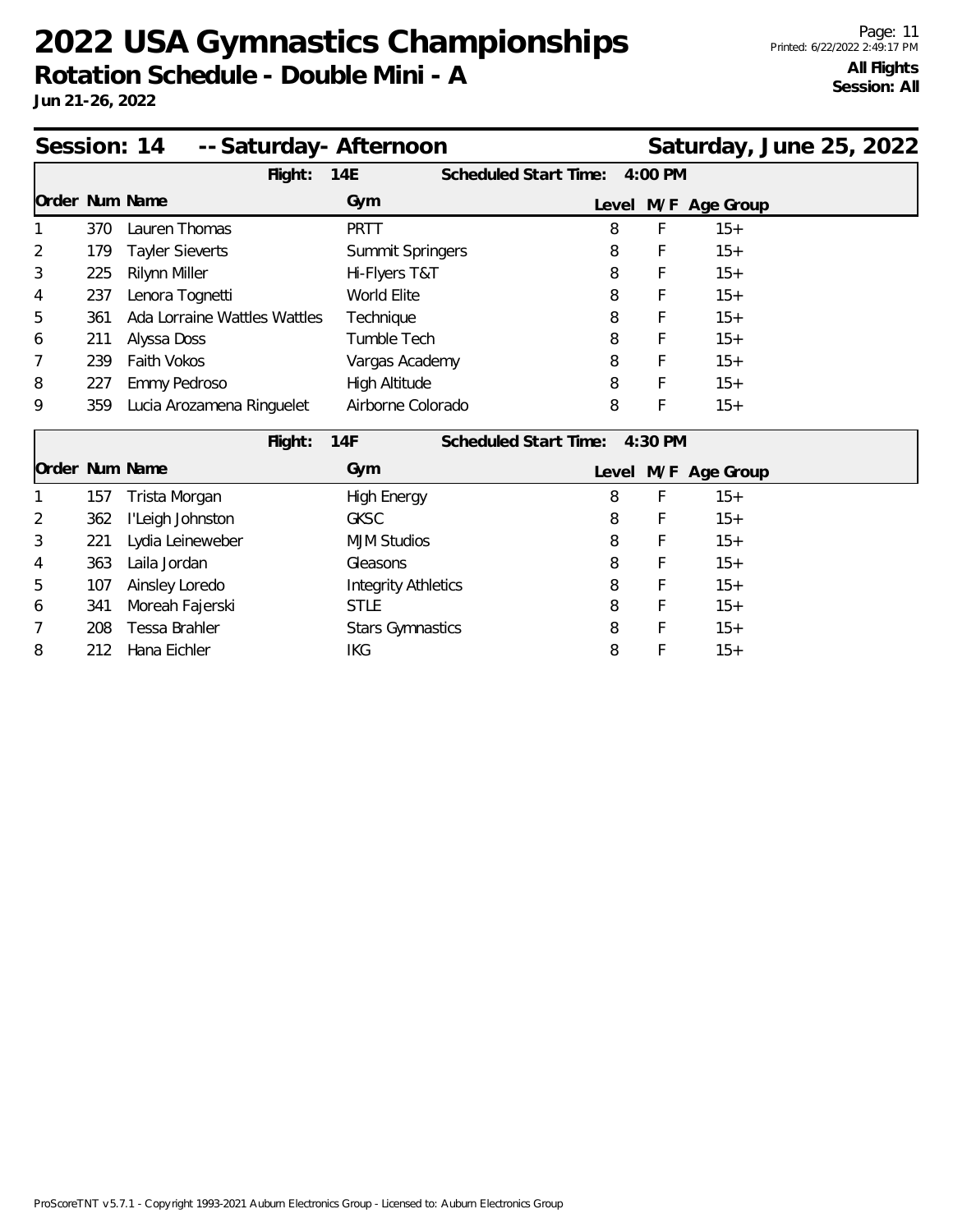# 2022 USA Gymnastics Championships

## Rotation Schedule - Double Mini - A

**Jun 21-26, 2022**

**All Flights**
**Session: All**

## Session: 14 -- Saturday- Afternoon — Saturday, June 25, 2022

**Flight: 14E — Scheduled Start Time: 4:00 PM**

| Order | Num | Name | Gym | Level | M/F | Age Group |
|---|---|---|---|---|---|---|
| 1 | 370 | Lauren Thomas | PRTT | 8 | F | 15+ |
| 2 | 179 | Tayler Sieverts | Summit Springers | 8 | F | 15+ |
| 3 | 225 | Rilynn Miller | Hi-Flyers T&T | 8 | F | 15+ |
| 4 | 237 | Lenora Tognetti | World Elite | 8 | F | 15+ |
| 5 | 361 | Ada Lorraine Wattles Wattles | Technique | 8 | F | 15+ |
| 6 | 211 | Alyssa Doss | Tumble Tech | 8 | F | 15+ |
| 7 | 239 | Faith Vokos | Vargas Academy | 8 | F | 15+ |
| 8 | 227 | Emmy Pedroso | High Altitude | 8 | F | 15+ |
| 9 | 359 | Lucia Arozamena Ringuelet | Airborne Colorado | 8 | F | 15+ |

**Flight: 14F — Scheduled Start Time: 4:30 PM**

| Order | Num | Name | Gym | Level | M/F | Age Group |
|---|---|---|---|---|---|---|
| 1 | 157 | Trista Morgan | High Energy | 8 | F | 15+ |
| 2 | 362 | I'Leigh Johnston | GKSC | 8 | F | 15+ |
| 3 | 221 | Lydia Leineweber | MJM Studios | 8 | F | 15+ |
| 4 | 363 | Laila Jordan | Gleasons | 8 | F | 15+ |
| 5 | 107 | Ainsley Loredo | Integrity Athletics | 8 | F | 15+ |
| 6 | 341 | Moreah Fajerski | STLE | 8 | F | 15+ |
| 7 | 208 | Tessa Brahler | Stars Gymnastics | 8 | F | 15+ |
| 8 | 212 | Hana Eichler | IKG | 8 | F | 15+ |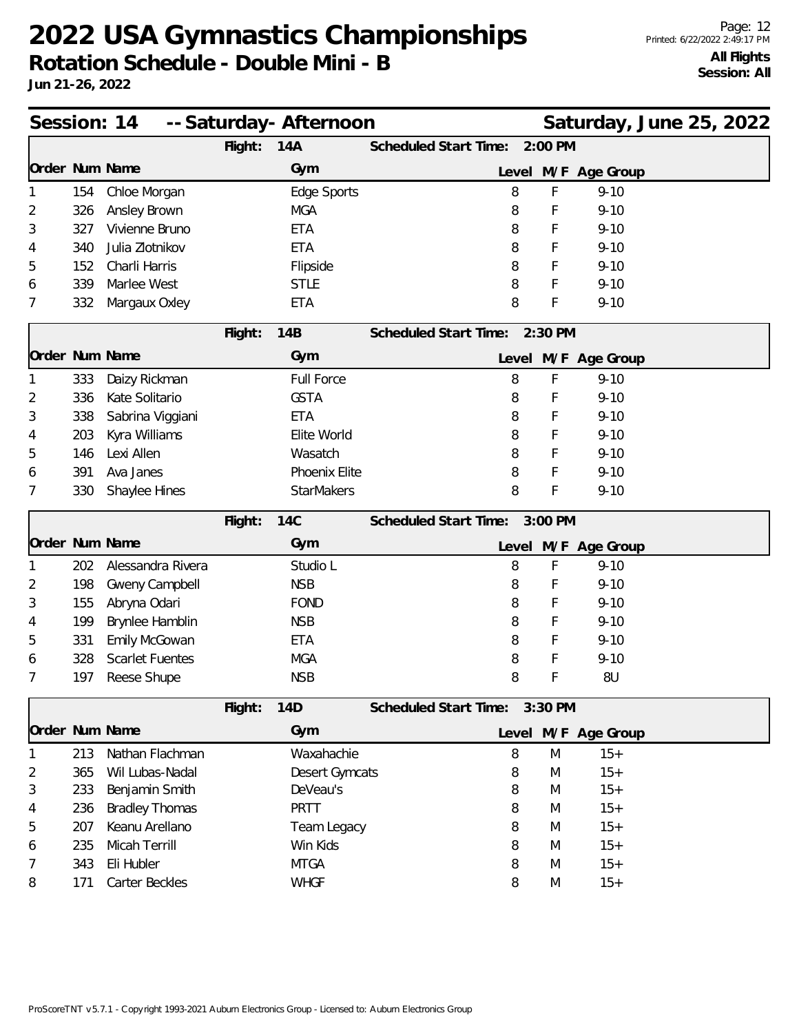# 2022 USA Gymnastics Championships

## Rotation Schedule - Double Mini - B

**Jun 21-26, 2022**

**All Flights**
**Session: All**

## Session: 14 -- Saturday- Afternoon — Saturday, June 25, 2022

### Flight: 14A — Scheduled Start Time: 2:00 PM

| Order | Num | Name | Gym | Level | M/F | Age Group |
|---|---|---|---|---|---|---|
| 1 | 154 | Chloe Morgan | Edge Sports | 8 | F | 9-10 |
| 2 | 326 | Ansley Brown | MGA | 8 | F | 9-10 |
| 3 | 327 | Vivienne Bruno | ETA | 8 | F | 9-10 |
| 4 | 340 | Julia Zlotnikov | ETA | 8 | F | 9-10 |
| 5 | 152 | Charli Harris | Flipside | 8 | F | 9-10 |
| 6 | 339 | Marlee West | STLE | 8 | F | 9-10 |
| 7 | 332 | Margaux Oxley | ETA | 8 | F | 9-10 |

### Flight: 14B — Scheduled Start Time: 2:30 PM

| Order | Num | Name | Gym | Level | M/F | Age Group |
|---|---|---|---|---|---|---|
| 1 | 333 | Daizy Rickman | Full Force | 8 | F | 9-10 |
| 2 | 336 | Kate Solitario | GSTA | 8 | F | 9-10 |
| 3 | 338 | Sabrina Viggiani | ETA | 8 | F | 9-10 |
| 4 | 203 | Kyra Williams | Elite World | 8 | F | 9-10 |
| 5 | 146 | Lexi Allen | Wasatch | 8 | F | 9-10 |
| 6 | 391 | Ava Janes | Phoenix Elite | 8 | F | 9-10 |
| 7 | 330 | Shaylee Hines | StarMakers | 8 | F | 9-10 |

### Flight: 14C — Scheduled Start Time: 3:00 PM

| Order | Num | Name | Gym | Level | M/F | Age Group |
|---|---|---|---|---|---|---|
| 1 | 202 | Alessandra Rivera | Studio L | 8 | F | 9-10 |
| 2 | 198 | Gweny Campbell | NSB | 8 | F | 9-10 |
| 3 | 155 | Abryna Odari | FOND | 8 | F | 9-10 |
| 4 | 199 | Brynlee Hamblin | NSB | 8 | F | 9-10 |
| 5 | 331 | Emily McGowan | ETA | 8 | F | 9-10 |
| 6 | 328 | Scarlet Fuentes | MGA | 8 | F | 9-10 |
| 7 | 197 | Reese Shupe | NSB | 8 | F | 8U |

### Flight: 14D — Scheduled Start Time: 3:30 PM

| Order | Num | Name | Gym | Level | M/F | Age Group |
|---|---|---|---|---|---|---|
| 1 | 213 | Nathan Flachman | Waxahachie | 8 | M | 15+ |
| 2 | 365 | Wil Lubas-Nadal | Desert Gymcats | 8 | M | 15+ |
| 3 | 233 | Benjamin Smith | DeVeau's | 8 | M | 15+ |
| 4 | 236 | Bradley Thomas | PRTT | 8 | M | 15+ |
| 5 | 207 | Keanu Arellano | Team Legacy | 8 | M | 15+ |
| 6 | 235 | Micah Terrill | Win Kids | 8 | M | 15+ |
| 7 | 343 | Eli Hubler | MTGA | 8 | M | 15+ |
| 8 | 171 | Carter Beckles | WHGF | 8 | M | 15+ |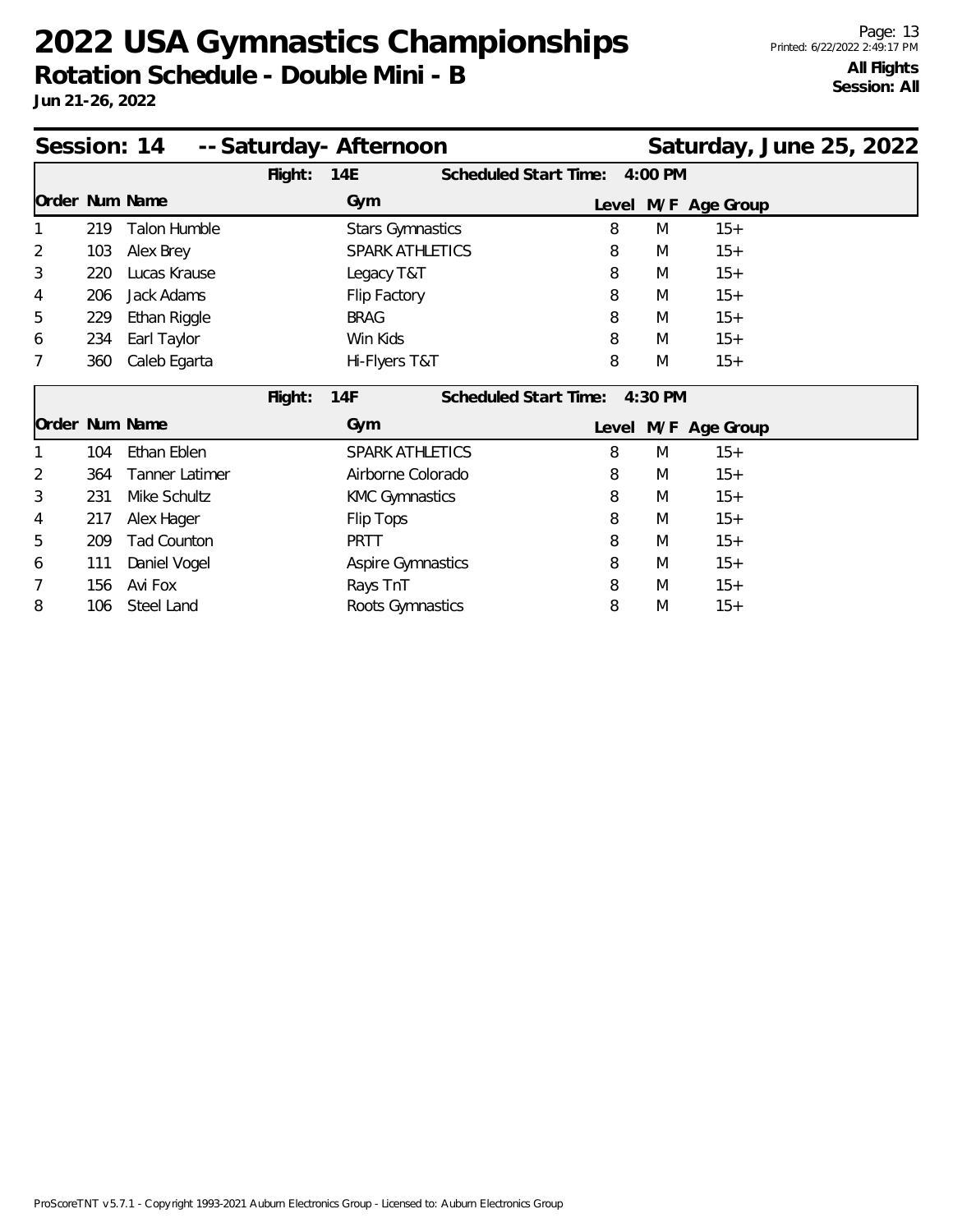# 2022 USA Gymnastics Championships

## Rotation Schedule - Double Mini - B

**Jun 21-26, 2022**

**All Flights**
**Session: All**

## Session: 14 -- Saturday- Afternoon — Saturday, June 25, 2022

**Flight: 14E** — Scheduled Start Time: 4:00 PM

| Order | Num | Name | Gym | Level | M/F | Age Group |
|---|---|---|---|---|---|---|
| 1 | 219 | Talon Humble | Stars Gymnastics | 8 | M | 15+ |
| 2 | 103 | Alex Brey | SPARK ATHLETICS | 8 | M | 15+ |
| 3 | 220 | Lucas Krause | Legacy T&T | 8 | M | 15+ |
| 4 | 206 | Jack Adams | Flip Factory | 8 | M | 15+ |
| 5 | 229 | Ethan Riggle | BRAG | 8 | M | 15+ |
| 6 | 234 | Earl Taylor | Win Kids | 8 | M | 15+ |
| 7 | 360 | Caleb Egarta | Hi-Flyers T&T | 8 | M | 15+ |

**Flight: 14F** — Scheduled Start Time: 4:30 PM

| Order | Num | Name | Gym | Level | M/F | Age Group |
|---|---|---|---|---|---|---|
| 1 | 104 | Ethan Eblen | SPARK ATHLETICS | 8 | M | 15+ |
| 2 | 364 | Tanner Latimer | Airborne Colorado | 8 | M | 15+ |
| 3 | 231 | Mike Schultz | KMC Gymnastics | 8 | M | 15+ |
| 4 | 217 | Alex Hager | Flip Tops | 8 | M | 15+ |
| 5 | 209 | Tad Counton | PRTT | 8 | M | 15+ |
| 6 | 111 | Daniel Vogel | Aspire Gymnastics | 8 | M | 15+ |
| 7 | 156 | Avi Fox | Rays TnT | 8 | M | 15+ |
| 8 | 106 | Steel Land | Roots Gymnastics | 8 | M | 15+ |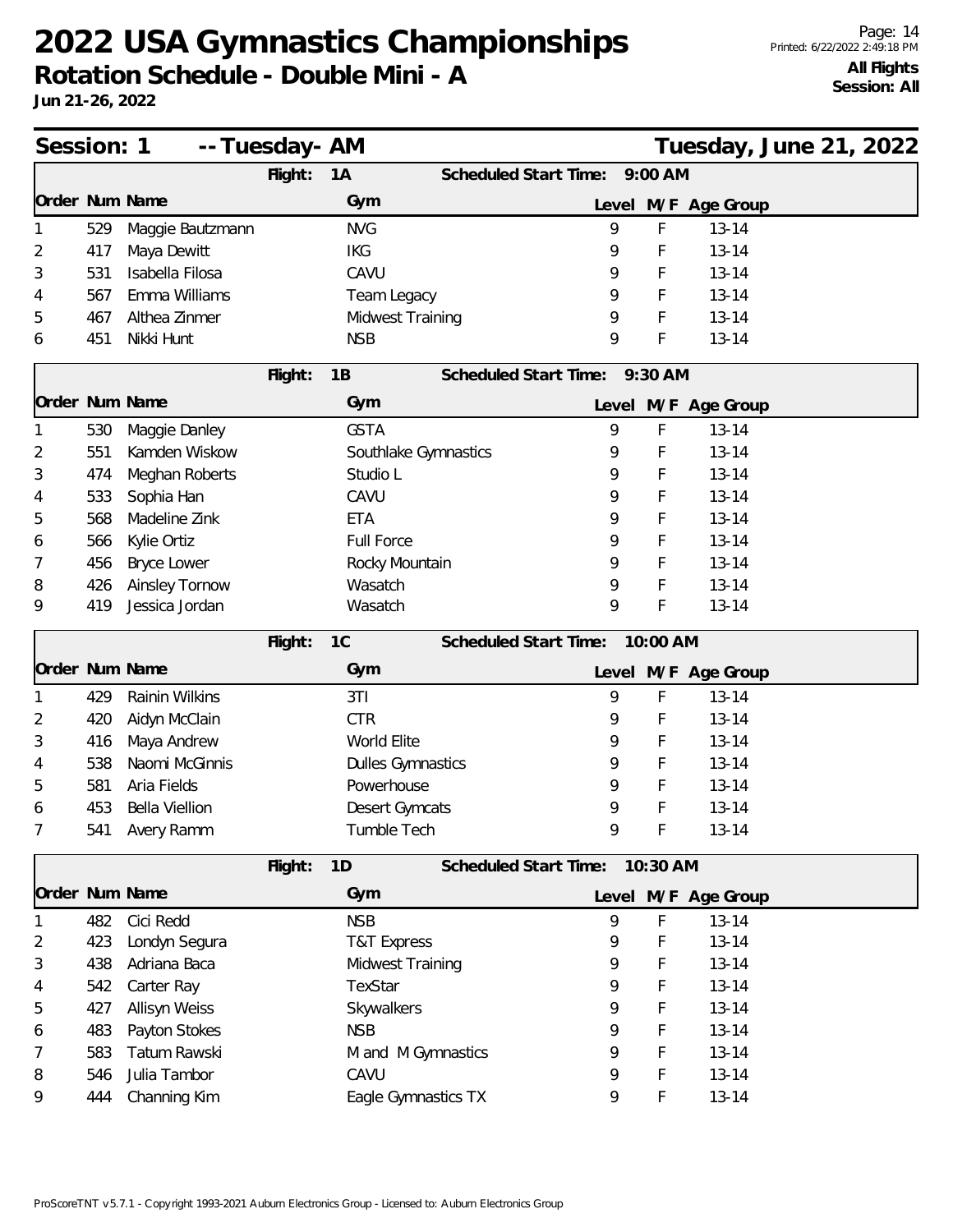# 2022 USA Gymnastics Championships

**Rotation Schedule - Double Mini - A**

**Jun 21-26, 2022**

**All Flights**
**Session: All**

## Session: 1 -- Tuesday- AM — Tuesday, June 21, 2022

**Flight: 1A — Scheduled Start Time: 9:00 AM**

| Order | Num | Name | Gym | Level | M/F | Age Group |
|---|---|---|---|---|---|---|
| 1 | 529 | Maggie Bautzmann | NVG | 9 | F | 13-14 |
| 2 | 417 | Maya Dewitt | IKG | 9 | F | 13-14 |
| 3 | 531 | Isabella Filosa | CAVU | 9 | F | 13-14 |
| 4 | 567 | Emma Williams | Team Legacy | 9 | F | 13-14 |
| 5 | 467 | Althea Zinmer | Midwest Training | 9 | F | 13-14 |
| 6 | 451 | Nikki Hunt | NSB | 9 | F | 13-14 |

**Flight: 1B — Scheduled Start Time: 9:30 AM**

| Order | Num | Name | Gym | Level | M/F | Age Group |
|---|---|---|---|---|---|---|
| 1 | 530 | Maggie Danley | GSTA | 9 | F | 13-14 |
| 2 | 551 | Kamden Wiskow | Southlake Gymnastics | 9 | F | 13-14 |
| 3 | 474 | Meghan Roberts | Studio L | 9 | F | 13-14 |
| 4 | 533 | Sophia Han | CAVU | 9 | F | 13-14 |
| 5 | 568 | Madeline Zink | ETA | 9 | F | 13-14 |
| 6 | 566 | Kylie Ortiz | Full Force | 9 | F | 13-14 |
| 7 | 456 | Bryce Lower | Rocky Mountain | 9 | F | 13-14 |
| 8 | 426 | Ainsley Tornow | Wasatch | 9 | F | 13-14 |
| 9 | 419 | Jessica Jordan | Wasatch | 9 | F | 13-14 |

**Flight: 1C — Scheduled Start Time: 10:00 AM**

| Order | Num | Name | Gym | Level | M/F | Age Group |
|---|---|---|---|---|---|---|
| 1 | 429 | Rainin Wilkins | 3TI | 9 | F | 13-14 |
| 2 | 420 | Aidyn McClain | CTR | 9 | F | 13-14 |
| 3 | 416 | Maya Andrew | World Elite | 9 | F | 13-14 |
| 4 | 538 | Naomi McGinnis | Dulles Gymnastics | 9 | F | 13-14 |
| 5 | 581 | Aria Fields | Powerhouse | 9 | F | 13-14 |
| 6 | 453 | Bella Viellion | Desert Gymcats | 9 | F | 13-14 |
| 7 | 541 | Avery Ramm | Tumble Tech | 9 | F | 13-14 |

**Flight: 1D — Scheduled Start Time: 10:30 AM**

| Order | Num | Name | Gym | Level | M/F | Age Group |
|---|---|---|---|---|---|---|
| 1 | 482 | Cici Redd | NSB | 9 | F | 13-14 |
| 2 | 423 | Londyn Segura | T&T Express | 9 | F | 13-14 |
| 3 | 438 | Adriana Baca | Midwest Training | 9 | F | 13-14 |
| 4 | 542 | Carter Ray | TexStar | 9 | F | 13-14 |
| 5 | 427 | Allisyn Weiss | Skywalkers | 9 | F | 13-14 |
| 6 | 483 | Payton Stokes | NSB | 9 | F | 13-14 |
| 7 | 583 | Tatum Rawski | M and M Gymnastics | 9 | F | 13-14 |
| 8 | 546 | Julia Tambor | CAVU | 9 | F | 13-14 |
| 9 | 444 | Channing Kim | Eagle Gymnastics TX | 9 | F | 13-14 |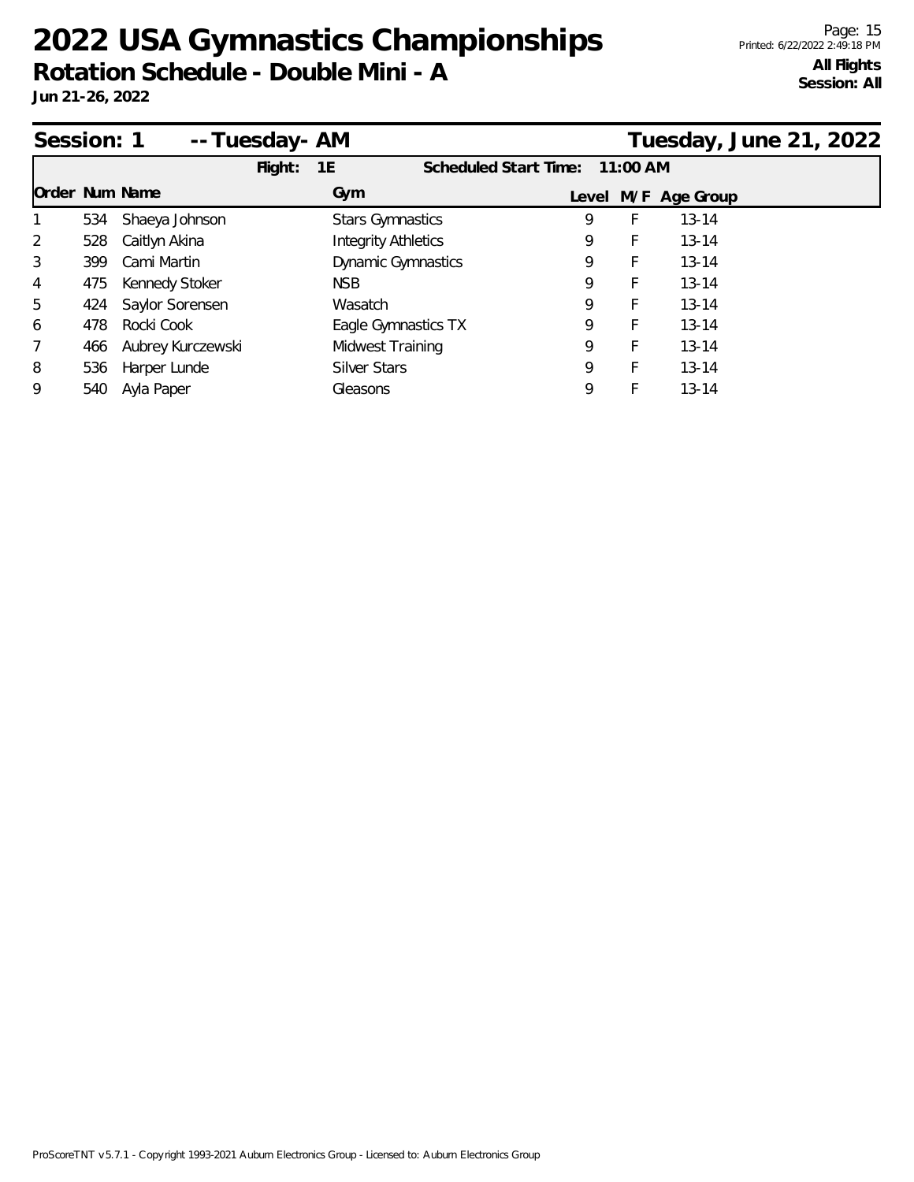# 2022 USA Gymnastics Championships

**Rotation Schedule - Double Mini - A**

**Jun 21-26, 2022**

**All Flights**
**Session: All**

## Session: 1 -- Tuesday- AM — Tuesday, June 21, 2022

**Flight:** 1E **Scheduled Start Time:** 11:00 AM

| Order | Num | Name | Gym | Level | M/F | Age Group |
|---|---|---|---|---|---|---|
| 1 | 534 | Shaeya Johnson | Stars Gymnastics | 9 | F | 13-14 |
| 2 | 528 | Caitlyn Akina | Integrity Athletics | 9 | F | 13-14 |
| 3 | 399 | Cami Martin | Dynamic Gymnastics | 9 | F | 13-14 |
| 4 | 475 | Kennedy Stoker | NSB | 9 | F | 13-14 |
| 5 | 424 | Saylor Sorensen | Wasatch | 9 | F | 13-14 |
| 6 | 478 | Rocki Cook | Eagle Gymnastics TX | 9 | F | 13-14 |
| 7 | 466 | Aubrey Kurczewski | Midwest Training | 9 | F | 13-14 |
| 8 | 536 | Harper Lunde | Silver Stars | 9 | F | 13-14 |
| 9 | 540 | Ayla Paper | Gleasons | 9 | F | 13-14 |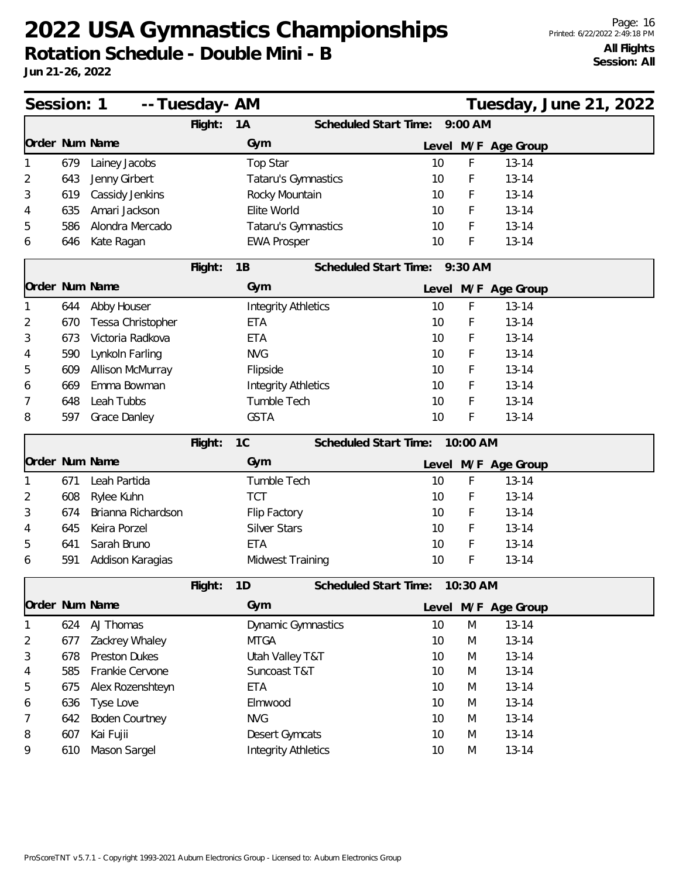# 2022 USA Gymnastics Championships

## Rotation Schedule - Double Mini - B

**Jun 21-26, 2022**

**All Flights**
**Session: All**

## Session: 1 -- Tuesday- AM — Tuesday, June 21, 2022

### Flight: 1A — Scheduled Start Time: 9:00 AM

| Order | Num | Name | Gym | Level | M/F | Age Group |
|---|---|---|---|---|---|---|
| 1 | 679 | Lainey Jacobs | Top Star | 10 | F | 13-14 |
| 2 | 643 | Jenny Girbert | Tataru's Gymnastics | 10 | F | 13-14 |
| 3 | 619 | Cassidy Jenkins | Rocky Mountain | 10 | F | 13-14 |
| 4 | 635 | Amari Jackson | Elite World | 10 | F | 13-14 |
| 5 | 586 | Alondra Mercado | Tataru's Gymnastics | 10 | F | 13-14 |
| 6 | 646 | Kate Ragan | EWA Prosper | 10 | F | 13-14 |

### Flight: 1B — Scheduled Start Time: 9:30 AM

| Order | Num | Name | Gym | Level | M/F | Age Group |
|---|---|---|---|---|---|---|
| 1 | 644 | Abby Houser | Integrity Athletics | 10 | F | 13-14 |
| 2 | 670 | Tessa Christopher | ETA | 10 | F | 13-14 |
| 3 | 673 | Victoria Radkova | ETA | 10 | F | 13-14 |
| 4 | 590 | Lynkoln Farling | NVG | 10 | F | 13-14 |
| 5 | 609 | Allison McMurray | Flipside | 10 | F | 13-14 |
| 6 | 669 | Emma Bowman | Integrity Athletics | 10 | F | 13-14 |
| 7 | 648 | Leah Tubbs | Tumble Tech | 10 | F | 13-14 |
| 8 | 597 | Grace Danley | GSTA | 10 | F | 13-14 |

### Flight: 1C — Scheduled Start Time: 10:00 AM

| Order | Num | Name | Gym | Level | M/F | Age Group |
|---|---|---|---|---|---|---|
| 1 | 671 | Leah Partida | Tumble Tech | 10 | F | 13-14 |
| 2 | 608 | Rylee Kuhn | TCT | 10 | F | 13-14 |
| 3 | 674 | Brianna Richardson | Flip Factory | 10 | F | 13-14 |
| 4 | 645 | Keira Porzel | Silver Stars | 10 | F | 13-14 |
| 5 | 641 | Sarah Bruno | ETA | 10 | F | 13-14 |
| 6 | 591 | Addison Karagias | Midwest Training | 10 | F | 13-14 |

### Flight: 1D — Scheduled Start Time: 10:30 AM

| Order | Num | Name | Gym | Level | M/F | Age Group |
|---|---|---|---|---|---|---|
| 1 | 624 | AJ Thomas | Dynamic Gymnastics | 10 | M | 13-14 |
| 2 | 677 | Zackrey Whaley | MTGA | 10 | M | 13-14 |
| 3 | 678 | Preston Dukes | Utah Valley T&T | 10 | M | 13-14 |
| 4 | 585 | Frankie Cervone | Suncoast T&T | 10 | M | 13-14 |
| 5 | 675 | Alex Rozenshteyn | ETA | 10 | M | 13-14 |
| 6 | 636 | Tyse Love | Elmwood | 10 | M | 13-14 |
| 7 | 642 | Boden Courtney | NVG | 10 | M | 13-14 |
| 8 | 607 | Kai Fujii | Desert Gymcats | 10 | M | 13-14 |
| 9 | 610 | Mason Sargel | Integrity Athletics | 10 | M | 13-14 |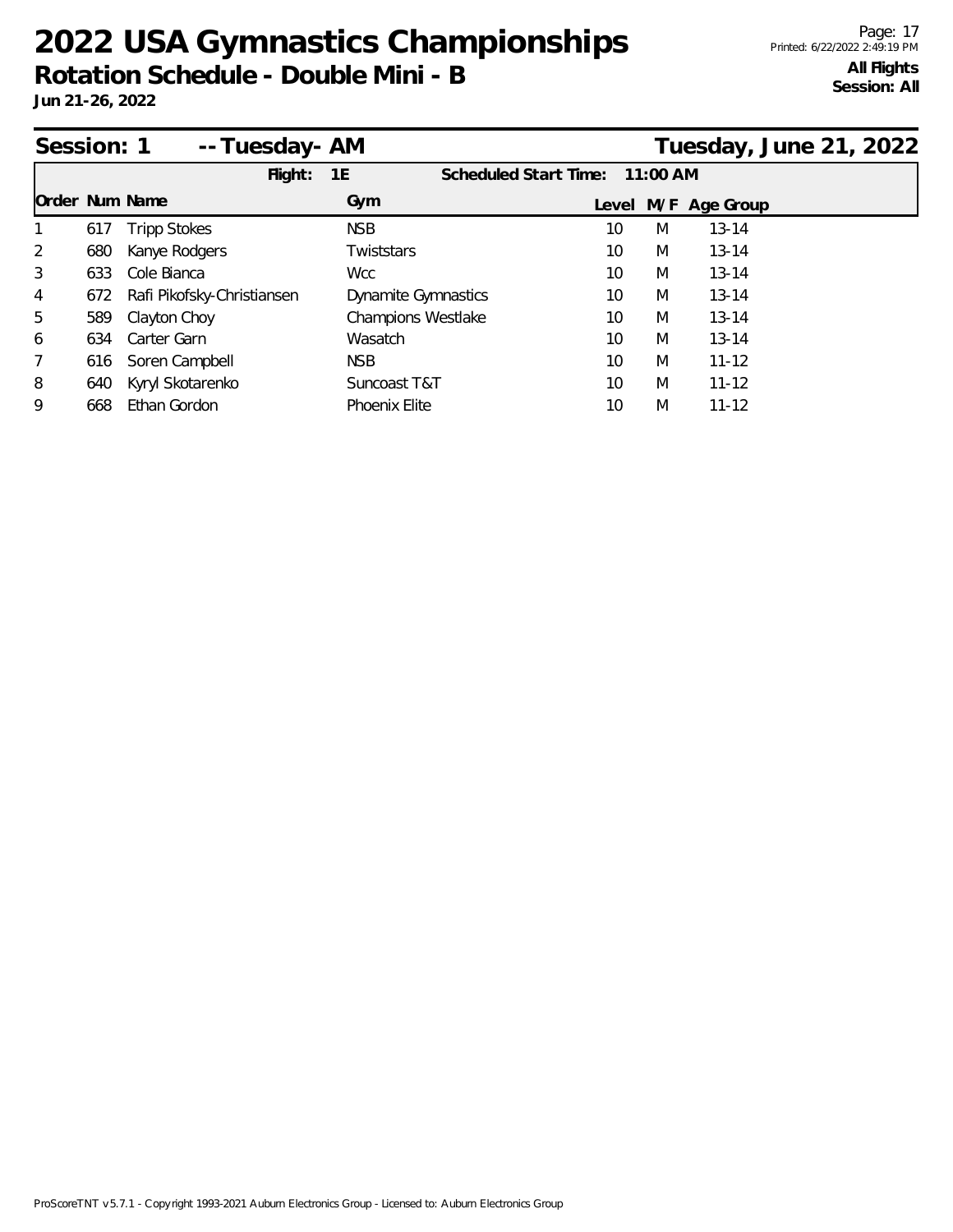# 2022 USA Gymnastics Championships

## Rotation Schedule - Double Mini - B

**Jun 21-26, 2022**

**All Flights**
**Session: All**

### Session: 1 -- Tuesday- AM — Tuesday, June 21, 2022

**Flight:** 1E **Scheduled Start Time:** 11:00 AM

| Order | Num | Name | Gym | Level | M/F | Age Group |
|---|---|---|---|---|---|---|
| 1 | 617 | Tripp Stokes | NSB | 10 | M | 13-14 |
| 2 | 680 | Kanye Rodgers | Twiststars | 10 | M | 13-14 |
| 3 | 633 | Cole Bianca | Wcc | 10 | M | 13-14 |
| 4 | 672 | Rafi Pikofsky-Christiansen | Dynamite Gymnastics | 10 | M | 13-14 |
| 5 | 589 | Clayton Choy | Champions Westlake | 10 | M | 13-14 |
| 6 | 634 | Carter Garn | Wasatch | 10 | M | 13-14 |
| 7 | 616 | Soren Campbell | NSB | 10 | M | 11-12 |
| 8 | 640 | Kyryl Skotarenko | Suncoast T&T | 10 | M | 11-12 |
| 9 | 668 | Ethan Gordon | Phoenix Elite | 10 | M | 11-12 |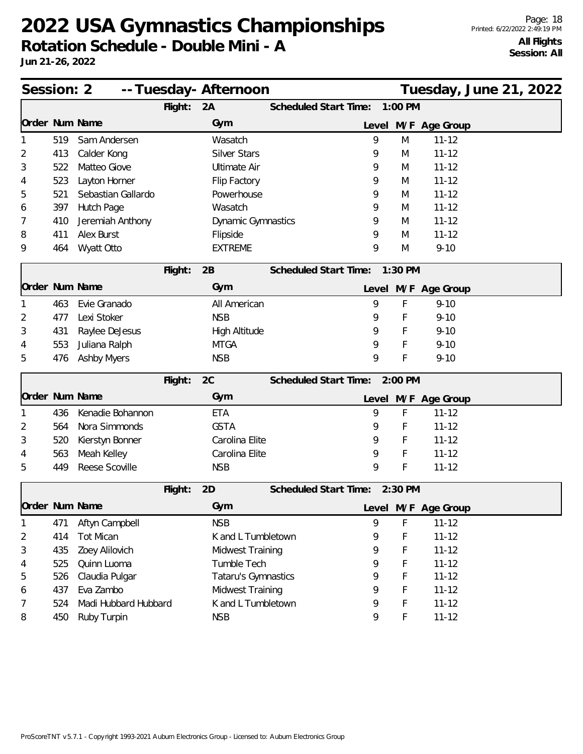# 2022 USA Gymnastics Championships

## Rotation Schedule - Double Mini - A

**Jun 21-26, 2022**

**All Flights**
**Session: All**

## Session: 2 -- Tuesday- Afternoon — Tuesday, June 21, 2022

### Flight: 2A — Scheduled Start Time: 1:00 PM

| Order | Num | Name | Gym | Level | M/F | Age Group |
|---|---|---|---|---|---|---|
| 1 | 519 | Sam Andersen | Wasatch | 9 | M | 11-12 |
| 2 | 413 | Calder Kong | Silver Stars | 9 | M | 11-12 |
| 3 | 522 | Matteo Giove | Ultimate Air | 9 | M | 11-12 |
| 4 | 523 | Layton Horner | Flip Factory | 9 | M | 11-12 |
| 5 | 521 | Sebastian Gallardo | Powerhouse | 9 | M | 11-12 |
| 6 | 397 | Hutch Page | Wasatch | 9 | M | 11-12 |
| 7 | 410 | Jeremiah Anthony | Dynamic Gymnastics | 9 | M | 11-12 |
| 8 | 411 | Alex Burst | Flipside | 9 | M | 11-12 |
| 9 | 464 | Wyatt Otto | EXTREME | 9 | M | 9-10 |

### Flight: 2B — Scheduled Start Time: 1:30 PM

| Order | Num | Name | Gym | Level | M/F | Age Group |
|---|---|---|---|---|---|---|
| 1 | 463 | Evie Granado | All American | 9 | F | 9-10 |
| 2 | 477 | Lexi Stoker | NSB | 9 | F | 9-10 |
| 3 | 431 | Raylee DeJesus | High Altitude | 9 | F | 9-10 |
| 4 | 553 | Juliana Ralph | MTGA | 9 | F | 9-10 |
| 5 | 476 | Ashby Myers | NSB | 9 | F | 9-10 |

### Flight: 2C — Scheduled Start Time: 2:00 PM

| Order | Num | Name | Gym | Level | M/F | Age Group |
|---|---|---|---|---|---|---|
| 1 | 436 | Kenadie Bohannon | ETA | 9 | F | 11-12 |
| 2 | 564 | Nora Simmonds | GSTA | 9 | F | 11-12 |
| 3 | 520 | Kierstyn Bonner | Carolina Elite | 9 | F | 11-12 |
| 4 | 563 | Meah Kelley | Carolina Elite | 9 | F | 11-12 |
| 5 | 449 | Reese Scoville | NSB | 9 | F | 11-12 |

### Flight: 2D — Scheduled Start Time: 2:30 PM

| Order | Num | Name | Gym | Level | M/F | Age Group |
|---|---|---|---|---|---|---|
| 1 | 471 | Aftyn Campbell | NSB | 9 | F | 11-12 |
| 2 | 414 | Tot Mican | K and L Tumbletown | 9 | F | 11-12 |
| 3 | 435 | Zoey Alilovich | Midwest Training | 9 | F | 11-12 |
| 4 | 525 | Quinn Luoma | Tumble Tech | 9 | F | 11-12 |
| 5 | 526 | Claudia Pulgar | Tataru's Gymnastics | 9 | F | 11-12 |
| 6 | 437 | Eva Zambo | Midwest Training | 9 | F | 11-12 |
| 7 | 524 | Madi Hubbard Hubbard | K and L Tumbletown | 9 | F | 11-12 |
| 8 | 450 | Ruby Turpin | NSB | 9 | F | 11-12 |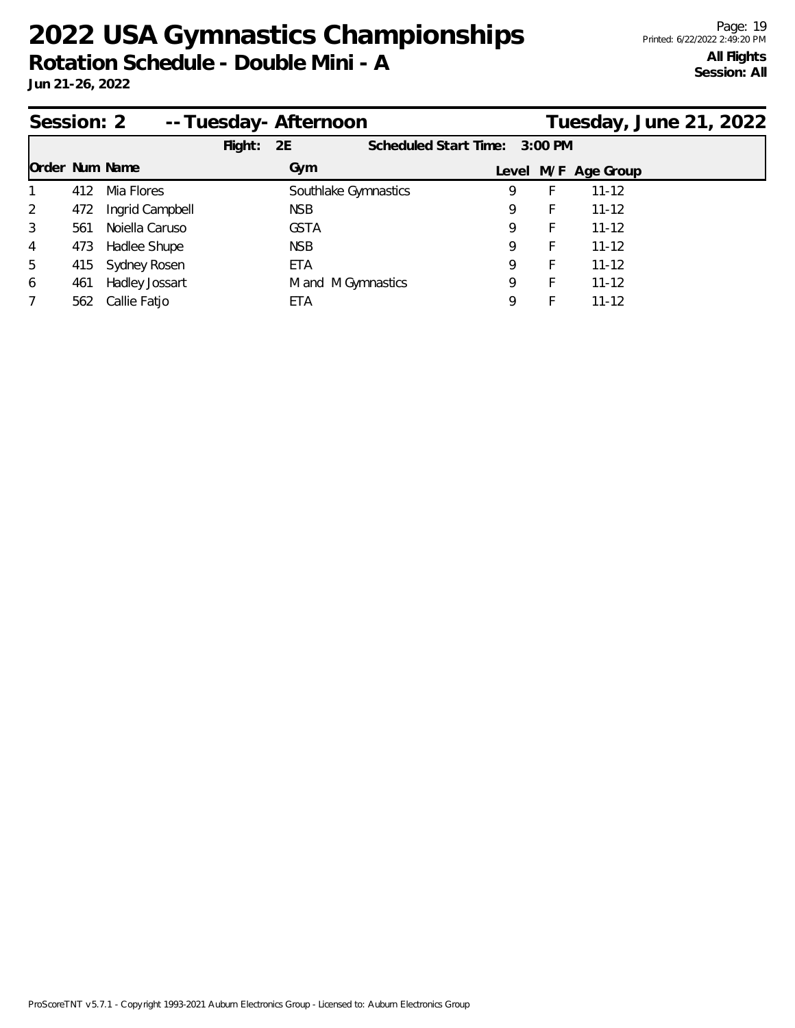# 2022 USA Gymnastics Championships

**Rotation Schedule - Double Mini - A**

**Jun 21-26, 2022**

**All Flights**
**Session: All**

## Session: 2 -- Tuesday- Afternoon — Tuesday, June 21, 2022

**Flight: 2E** — **Scheduled Start Time: 3:00 PM**

| Order | Num | Name | Gym | Level | M/F | Age Group |
|---|---|---|---|---|---|---|
| 1 | 412 | Mia Flores | Southlake Gymnastics | 9 | F | 11-12 |
| 2 | 472 | Ingrid Campbell | NSB | 9 | F | 11-12 |
| 3 | 561 | Noiella Caruso | GSTA | 9 | F | 11-12 |
| 4 | 473 | Hadlee Shupe | NSB | 9 | F | 11-12 |
| 5 | 415 | Sydney Rosen | ETA | 9 | F | 11-12 |
| 6 | 461 | Hadley Jossart | M and M Gymnastics | 9 | F | 11-12 |
| 7 | 562 | Callie Fatjo | ETA | 9 | F | 11-12 |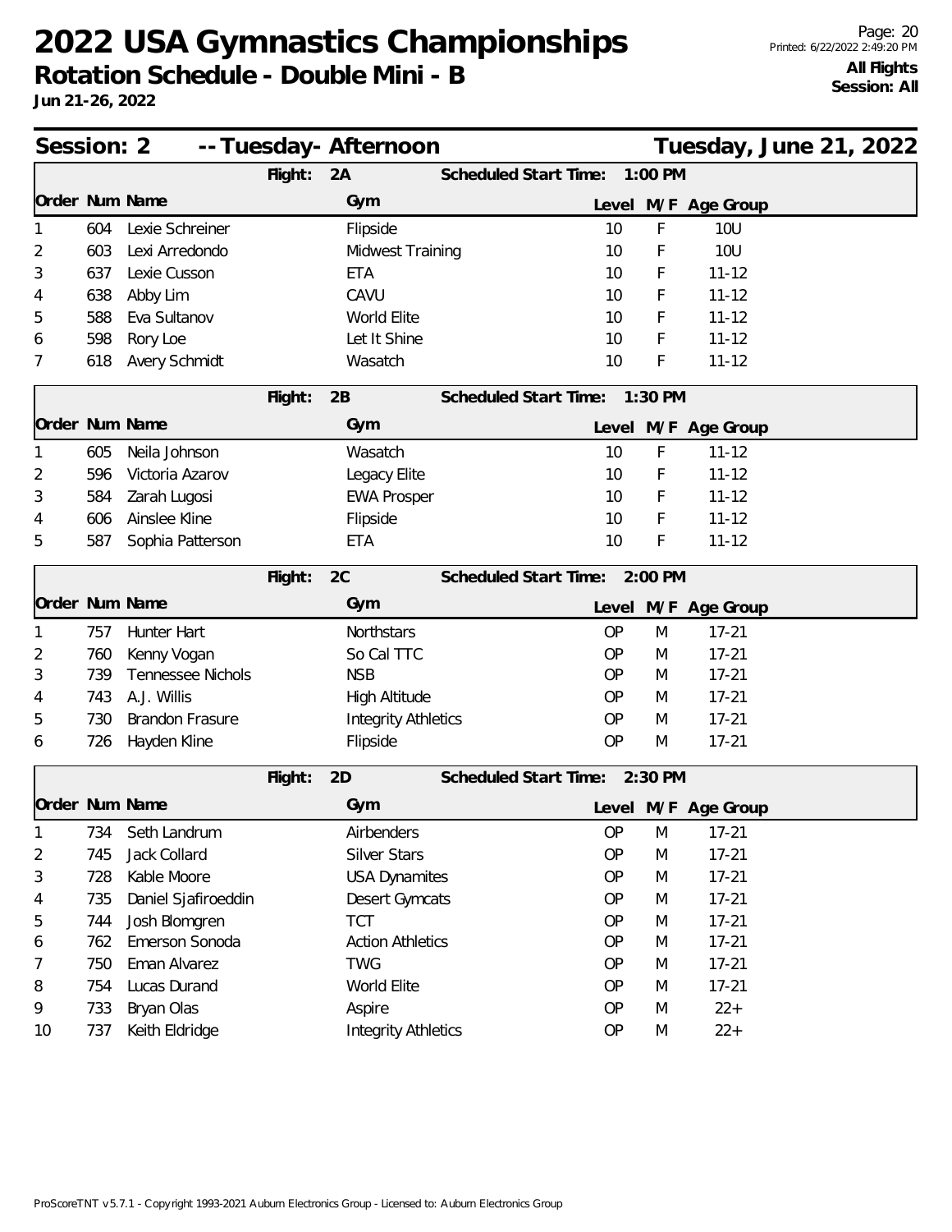# 2022 USA Gymnastics Championships

## Rotation Schedule - Double Mini - B

**Jun 21-26, 2022**

**All Flights**
**Session: All**

## Session: 2 -- Tuesday- Afternoon — Tuesday, June 21, 2022

### Flight: 2A — Scheduled Start Time: 1:00 PM

| Order | Num | Name | Gym | Level | M/F | Age Group |
|---|---|---|---|---|---|---|
| 1 | 604 | Lexie Schreiner | Flipside | 10 | F | 10U |
| 2 | 603 | Lexi Arredondo | Midwest Training | 10 | F | 10U |
| 3 | 637 | Lexie Cusson | ETA | 10 | F | 11-12 |
| 4 | 638 | Abby Lim | CAVU | 10 | F | 11-12 |
| 5 | 588 | Eva Sultanov | World Elite | 10 | F | 11-12 |
| 6 | 598 | Rory Loe | Let It Shine | 10 | F | 11-12 |
| 7 | 618 | Avery Schmidt | Wasatch | 10 | F | 11-12 |

### Flight: 2B — Scheduled Start Time: 1:30 PM

| Order | Num | Name | Gym | Level | M/F | Age Group |
|---|---|---|---|---|---|---|
| 1 | 605 | Neila Johnson | Wasatch | 10 | F | 11-12 |
| 2 | 596 | Victoria Azarov | Legacy Elite | 10 | F | 11-12 |
| 3 | 584 | Zarah Lugosi | EWA Prosper | 10 | F | 11-12 |
| 4 | 606 | Ainslee Kline | Flipside | 10 | F | 11-12 |
| 5 | 587 | Sophia Patterson | ETA | 10 | F | 11-12 |

### Flight: 2C — Scheduled Start Time: 2:00 PM

| Order | Num | Name | Gym | Level | M/F | Age Group |
|---|---|---|---|---|---|---|
| 1 | 757 | Hunter Hart | Northstars | OP | M | 17-21 |
| 2 | 760 | Kenny Vogan | So Cal TTC | OP | M | 17-21 |
| 3 | 739 | Tennessee Nichols | NSB | OP | M | 17-21 |
| 4 | 743 | A.J. Willis | High Altitude | OP | M | 17-21 |
| 5 | 730 | Brandon Frasure | Integrity Athletics | OP | M | 17-21 |
| 6 | 726 | Hayden Kline | Flipside | OP | M | 17-21 |

### Flight: 2D — Scheduled Start Time: 2:30 PM

| Order | Num | Name | Gym | Level | M/F | Age Group |
|---|---|---|---|---|---|---|
| 1 | 734 | Seth Landrum | Airbenders | OP | M | 17-21 |
| 2 | 745 | Jack Collard | Silver Stars | OP | M | 17-21 |
| 3 | 728 | Kable Moore | USA Dynamites | OP | M | 17-21 |
| 4 | 735 | Daniel Sjafiroeddin | Desert Gymcats | OP | M | 17-21 |
| 5 | 744 | Josh Blomgren | TCT | OP | M | 17-21 |
| 6 | 762 | Emerson Sonoda | Action Athletics | OP | M | 17-21 |
| 7 | 750 | Eman Alvarez | TWG | OP | M | 17-21 |
| 8 | 754 | Lucas Durand | World Elite | OP | M | 17-21 |
| 9 | 733 | Bryan Olas | Aspire | OP | M | 22+ |
| 10 | 737 | Keith Eldridge | Integrity Athletics | OP | M | 22+ |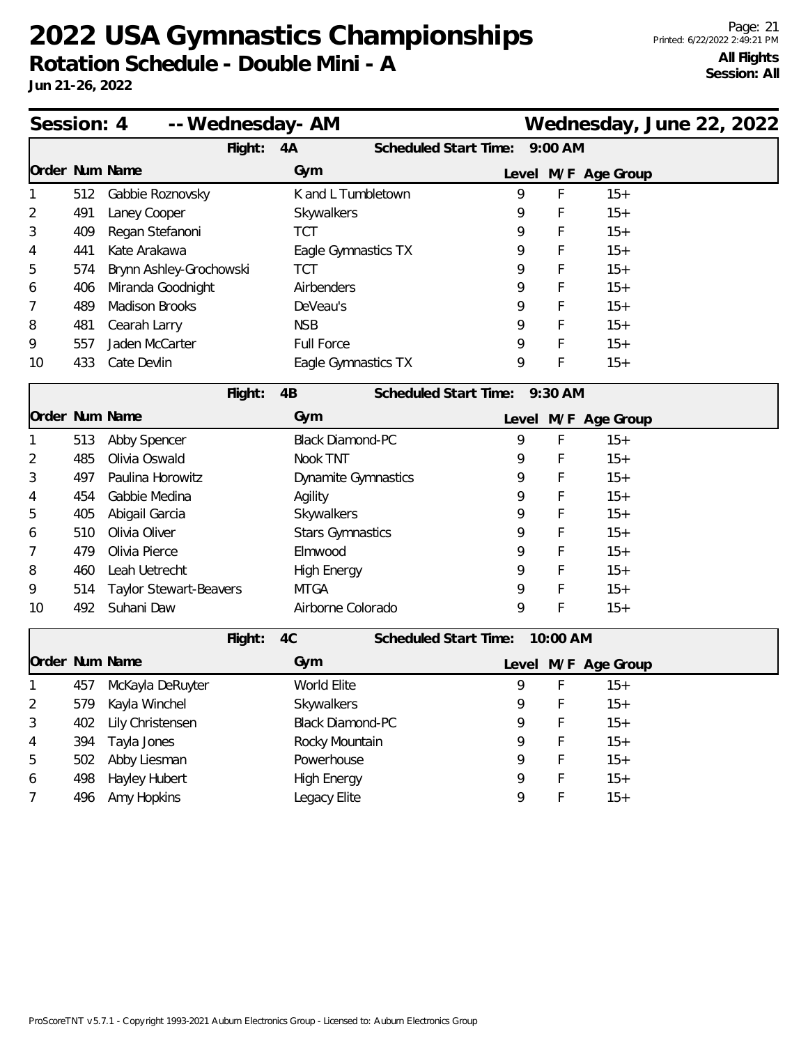# 2022 USA Gymnastics Championships

## Rotation Schedule - Double Mini - A

**Jun 21-26, 2022**

**All Flights**
**Session: All**

Printed: 6/22/2022 2:49:21 PM

### Session: 4 -- Wednesday- AM — Wednesday, June 22, 2022

**Flight: 4A — Scheduled Start Time: 9:00 AM**

| Order | Num | Name | Gym | Level | M/F | Age Group |
|---|---|---|---|---|---|---|
| 1 | 512 | Gabbie Roznovsky | K and L Tumbletown | 9 | F | 15+ |
| 2 | 491 | Laney Cooper | Skywalkers | 9 | F | 15+ |
| 3 | 409 | Regan Stefanoni | TCT | 9 | F | 15+ |
| 4 | 441 | Kate Arakawa | Eagle Gymnastics TX | 9 | F | 15+ |
| 5 | 574 | Brynn Ashley-Grochowski | TCT | 9 | F | 15+ |
| 6 | 406 | Miranda Goodnight | Airbenders | 9 | F | 15+ |
| 7 | 489 | Madison Brooks | DeVeau's | 9 | F | 15+ |
| 8 | 481 | Cearah Larry | NSB | 9 | F | 15+ |
| 9 | 557 | Jaden McCarter | Full Force | 9 | F | 15+ |
| 10 | 433 | Cate Devlin | Eagle Gymnastics TX | 9 | F | 15+ |

**Flight: 4B — Scheduled Start Time: 9:30 AM**

| Order | Num | Name | Gym | Level | M/F | Age Group |
|---|---|---|---|---|---|---|
| 1 | 513 | Abby Spencer | Black Diamond-PC | 9 | F | 15+ |
| 2 | 485 | Olivia Oswald | Nook TNT | 9 | F | 15+ |
| 3 | 497 | Paulina Horowitz | Dynamite Gymnastics | 9 | F | 15+ |
| 4 | 454 | Gabbie Medina | Agility | 9 | F | 15+ |
| 5 | 405 | Abigail Garcia | Skywalkers | 9 | F | 15+ |
| 6 | 510 | Olivia Oliver | Stars Gymnastics | 9 | F | 15+ |
| 7 | 479 | Olivia Pierce | Elmwood | 9 | F | 15+ |
| 8 | 460 | Leah Uetrecht | High Energy | 9 | F | 15+ |
| 9 | 514 | Taylor Stewart-Beavers | MTGA | 9 | F | 15+ |
| 10 | 492 | Suhani Daw | Airborne Colorado | 9 | F | 15+ |

**Flight: 4C — Scheduled Start Time: 10:00 AM**

| Order | Num | Name | Gym | Level | M/F | Age Group |
|---|---|---|---|---|---|---|
| 1 | 457 | McKayla DeRuyter | World Elite | 9 | F | 15+ |
| 2 | 579 | Kayla Winchel | Skywalkers | 9 | F | 15+ |
| 3 | 402 | Lily Christensen | Black Diamond-PC | 9 | F | 15+ |
| 4 | 394 | Tayla Jones | Rocky Mountain | 9 | F | 15+ |
| 5 | 502 | Abby Liesman | Powerhouse | 9 | F | 15+ |
| 6 | 498 | Hayley Hubert | High Energy | 9 | F | 15+ |
| 7 | 496 | Amy Hopkins | Legacy Elite | 9 | F | 15+ |

ProScoreTNT v5.7.1 - Copyright 1993-2021 Auburn Electronics Group - Licensed to: Auburn Electronics Group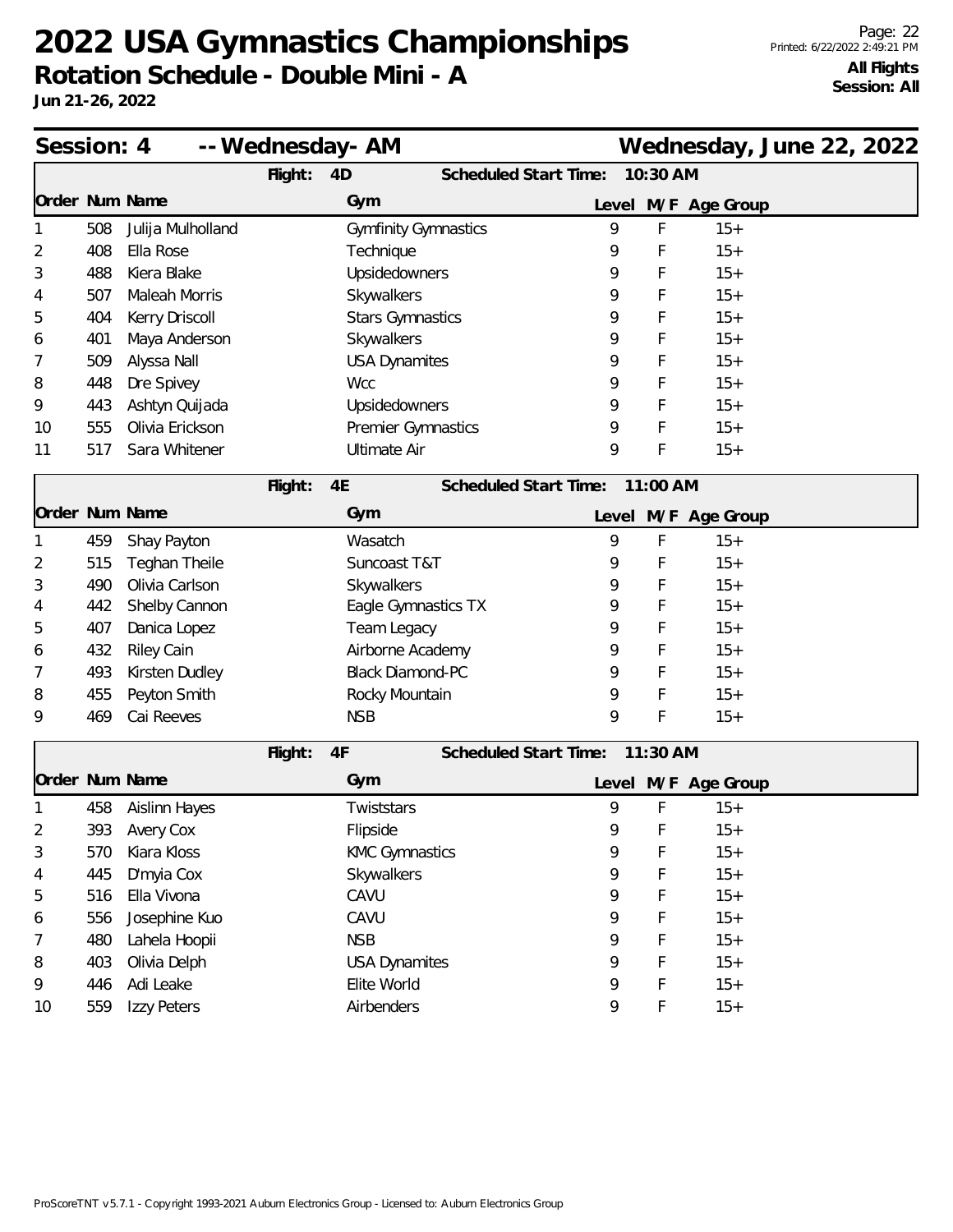# 2022 USA Gymnastics Championships

## Rotation Schedule - Double Mini - A

**Jun 21-26, 2022**

**All Flights**
**Session: All**

## Session: 4 -- Wednesday- AM — Wednesday, June 22, 2022

### Flight: 4D — Scheduled Start Time: 10:30 AM

| Order | Num | Name | Gym | Level | M/F | Age Group |
|---|---|---|---|---|---|---|
| 1 | 508 | Julija Mulholland | Gymfinity Gymnastics | 9 | F | 15+ |
| 2 | 408 | Ella Rose | Technique | 9 | F | 15+ |
| 3 | 488 | Kiera Blake | Upsidedowners | 9 | F | 15+ |
| 4 | 507 | Maleah Morris | Skywalkers | 9 | F | 15+ |
| 5 | 404 | Kerry Driscoll | Stars Gymnastics | 9 | F | 15+ |
| 6 | 401 | Maya Anderson | Skywalkers | 9 | F | 15+ |
| 7 | 509 | Alyssa Nall | USA Dynamites | 9 | F | 15+ |
| 8 | 448 | Dre Spivey | Wcc | 9 | F | 15+ |
| 9 | 443 | Ashtyn Quijada | Upsidedowners | 9 | F | 15+ |
| 10 | 555 | Olivia Erickson | Premier Gymnastics | 9 | F | 15+ |
| 11 | 517 | Sara Whitener | Ultimate Air | 9 | F | 15+ |

### Flight: 4E — Scheduled Start Time: 11:00 AM

| Order | Num | Name | Gym | Level | M/F | Age Group |
|---|---|---|---|---|---|---|
| 1 | 459 | Shay Payton | Wasatch | 9 | F | 15+ |
| 2 | 515 | Teghan Theile | Suncoast T&T | 9 | F | 15+ |
| 3 | 490 | Olivia Carlson | Skywalkers | 9 | F | 15+ |
| 4 | 442 | Shelby Cannon | Eagle Gymnastics TX | 9 | F | 15+ |
| 5 | 407 | Danica Lopez | Team Legacy | 9 | F | 15+ |
| 6 | 432 | Riley Cain | Airborne Academy | 9 | F | 15+ |
| 7 | 493 | Kirsten Dudley | Black Diamond-PC | 9 | F | 15+ |
| 8 | 455 | Peyton Smith | Rocky Mountain | 9 | F | 15+ |
| 9 | 469 | Cai Reeves | NSB | 9 | F | 15+ |

### Flight: 4F — Scheduled Start Time: 11:30 AM

| Order | Num | Name | Gym | Level | M/F | Age Group |
|---|---|---|---|---|---|---|
| 1 | 458 | Aislinn Hayes | Twiststars | 9 | F | 15+ |
| 2 | 393 | Avery Cox | Flipside | 9 | F | 15+ |
| 3 | 570 | Kiara Kloss | KMC Gymnastics | 9 | F | 15+ |
| 4 | 445 | D'myia Cox | Skywalkers | 9 | F | 15+ |
| 5 | 516 | Ella Vivona | CAVU | 9 | F | 15+ |
| 6 | 556 | Josephine Kuo | CAVU | 9 | F | 15+ |
| 7 | 480 | Lahela Hoopii | NSB | 9 | F | 15+ |
| 8 | 403 | Olivia Delph | USA Dynamites | 9 | F | 15+ |
| 9 | 446 | Adi Leake | Elite World | 9 | F | 15+ |
| 10 | 559 | Izzy Peters | Airbenders | 9 | F | 15+ |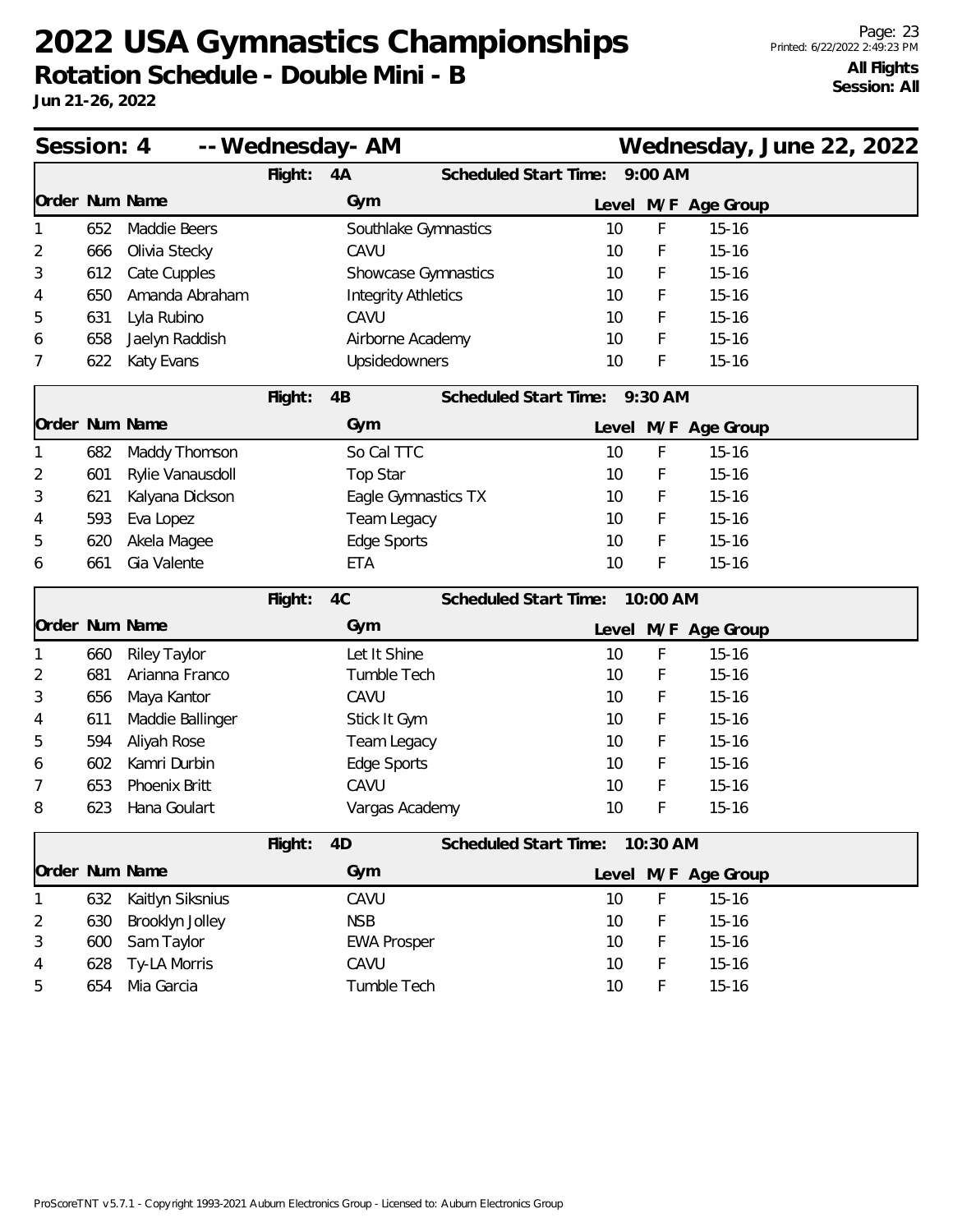# 2022 USA Gymnastics Championships

## Rotation Schedule - Double Mini - B

**Jun 21-26, 2022**

**All Flights**
**Session: All**

## Session: 4 -- Wednesday- AM — Wednesday, June 22, 2022

**Flight: 4A** — Scheduled Start Time: 9:00 AM

| Order | Num | Name | Gym | Level | M/F | Age Group |
|---|---|---|---|---|---|---|
| 1 | 652 | Maddie Beers | Southlake Gymnastics | 10 | F | 15-16 |
| 2 | 666 | Olivia Stecky | CAVU | 10 | F | 15-16 |
| 3 | 612 | Cate Cupples | Showcase Gymnastics | 10 | F | 15-16 |
| 4 | 650 | Amanda Abraham | Integrity Athletics | 10 | F | 15-16 |
| 5 | 631 | Lyla Rubino | CAVU | 10 | F | 15-16 |
| 6 | 658 | Jaelyn Raddish | Airborne Academy | 10 | F | 15-16 |
| 7 | 622 | Katy Evans | Upsidedowners | 10 | F | 15-16 |

**Flight: 4B** — Scheduled Start Time: 9:30 AM

| Order | Num | Name | Gym | Level | M/F | Age Group |
|---|---|---|---|---|---|---|
| 1 | 682 | Maddy Thomson | So Cal TTC | 10 | F | 15-16 |
| 2 | 601 | Rylie Vanausdoll | Top Star | 10 | F | 15-16 |
| 3 | 621 | Kalyana Dickson | Eagle Gymnastics TX | 10 | F | 15-16 |
| 4 | 593 | Eva Lopez | Team Legacy | 10 | F | 15-16 |
| 5 | 620 | Akela Magee | Edge Sports | 10 | F | 15-16 |
| 6 | 661 | Gia Valente | ETA | 10 | F | 15-16 |

**Flight: 4C** — Scheduled Start Time: 10:00 AM

| Order | Num | Name | Gym | Level | M/F | Age Group |
|---|---|---|---|---|---|---|
| 1 | 660 | Riley Taylor | Let It Shine | 10 | F | 15-16 |
| 2 | 681 | Arianna Franco | Tumble Tech | 10 | F | 15-16 |
| 3 | 656 | Maya Kantor | CAVU | 10 | F | 15-16 |
| 4 | 611 | Maddie Ballinger | Stick It Gym | 10 | F | 15-16 |
| 5 | 594 | Aliyah Rose | Team Legacy | 10 | F | 15-16 |
| 6 | 602 | Kamri Durbin | Edge Sports | 10 | F | 15-16 |
| 7 | 653 | Phoenix Britt | CAVU | 10 | F | 15-16 |
| 8 | 623 | Hana Goulart | Vargas Academy | 10 | F | 15-16 |

**Flight: 4D** — Scheduled Start Time: 10:30 AM

| Order | Num | Name | Gym | Level | M/F | Age Group |
|---|---|---|---|---|---|---|
| 1 | 632 | Kaitlyn Siksnius | CAVU | 10 | F | 15-16 |
| 2 | 630 | Brooklyn Jolley | NSB | 10 | F | 15-16 |
| 3 | 600 | Sam Taylor | EWA Prosper | 10 | F | 15-16 |
| 4 | 628 | Ty-LA Morris | CAVU | 10 | F | 15-16 |
| 5 | 654 | Mia Garcia | Tumble Tech | 10 | F | 15-16 |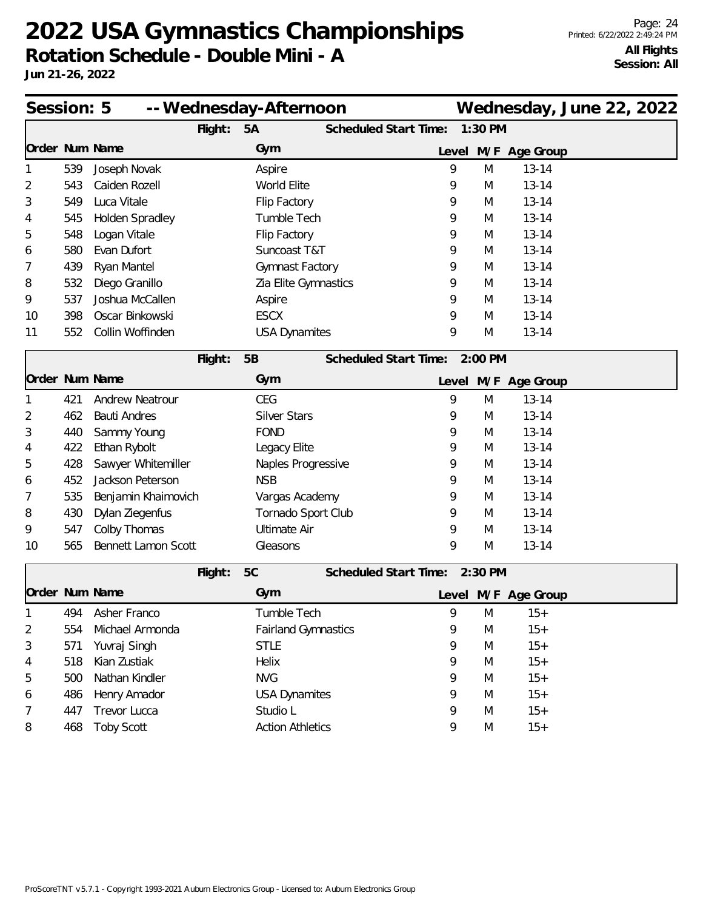# 2022 USA Gymnastics Championships

**Rotation Schedule - Double Mini - A**

**Jun 21-26, 2022**

**All Flights**
**Session: All**

## Session: 5 -- Wednesday-Afternoon — Wednesday, June 22, 2022

**Flight: 5A — Scheduled Start Time: 1:30 PM**

| Order | Num | Name | Gym | Level | M/F | Age Group |
|---|---|---|---|---|---|---|
| 1 | 539 | Joseph Novak | Aspire | 9 | M | 13-14 |
| 2 | 543 | Caiden Rozell | World Elite | 9 | M | 13-14 |
| 3 | 549 | Luca Vitale | Flip Factory | 9 | M | 13-14 |
| 4 | 545 | Holden Spradley | Tumble Tech | 9 | M | 13-14 |
| 5 | 548 | Logan Vitale | Flip Factory | 9 | M | 13-14 |
| 6 | 580 | Evan Dufort | Suncoast T&T | 9 | M | 13-14 |
| 7 | 439 | Ryan Mantel | Gymnast Factory | 9 | M | 13-14 |
| 8 | 532 | Diego Granillo | Zia Elite Gymnastics | 9 | M | 13-14 |
| 9 | 537 | Joshua McCallen | Aspire | 9 | M | 13-14 |
| 10 | 398 | Oscar Binkowski | ESCX | 9 | M | 13-14 |
| 11 | 552 | Collin Woffinden | USA Dynamites | 9 | M | 13-14 |

**Flight: 5B — Scheduled Start Time: 2:00 PM**

| Order | Num | Name | Gym | Level | M/F | Age Group |
|---|---|---|---|---|---|---|
| 1 | 421 | Andrew Neatrour | CEG | 9 | M | 13-14 |
| 2 | 462 | Bauti Andres | Silver Stars | 9 | M | 13-14 |
| 3 | 440 | Sammy Young | FOND | 9 | M | 13-14 |
| 4 | 422 | Ethan Rybolt | Legacy Elite | 9 | M | 13-14 |
| 5 | 428 | Sawyer Whitemiller | Naples Progressive | 9 | M | 13-14 |
| 6 | 452 | Jackson Peterson | NSB | 9 | M | 13-14 |
| 7 | 535 | Benjamin Khaimovich | Vargas Academy | 9 | M | 13-14 |
| 8 | 430 | Dylan Ziegenfus | Tornado Sport Club | 9 | M | 13-14 |
| 9 | 547 | Colby Thomas | Ultimate Air | 9 | M | 13-14 |
| 10 | 565 | Bennett Lamon Scott | Gleasons | 9 | M | 13-14 |

**Flight: 5C — Scheduled Start Time: 2:30 PM**

| Order | Num | Name | Gym | Level | M/F | Age Group |
|---|---|---|---|---|---|---|
| 1 | 494 | Asher Franco | Tumble Tech | 9 | M | 15+ |
| 2 | 554 | Michael Armonda | Fairland Gymnastics | 9 | M | 15+ |
| 3 | 571 | Yuvraj Singh | STLE | 9 | M | 15+ |
| 4 | 518 | Kian Zustiak | Helix | 9 | M | 15+ |
| 5 | 500 | Nathan Kindler | NVG | 9 | M | 15+ |
| 6 | 486 | Henry Amador | USA Dynamites | 9 | M | 15+ |
| 7 | 447 | Trevor Lucca | Studio L | 9 | M | 15+ |
| 8 | 468 | Toby Scott | Action Athletics | 9 | M | 15+ |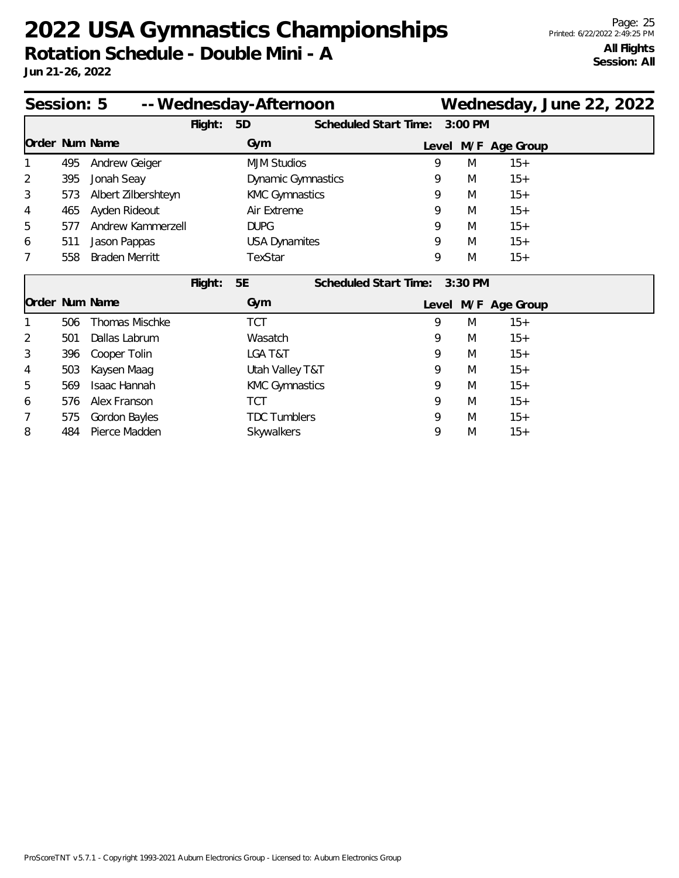# 2022 USA Gymnastics Championships

## Rotation Schedule - Double Mini - A

**Jun 21-26, 2022**

**All Flights**
**Session: All**

## Session: 5 -- Wednesday-Afternoon — Wednesday, June 22, 2022

**Flight: 5D — Scheduled Start Time: 3:00 PM**

| Order | Num | Name | Gym | Level | M/F | Age Group |
|---|---|---|---|---|---|---|
| 1 | 495 | Andrew Geiger | MJM Studios | 9 | M | 15+ |
| 2 | 395 | Jonah Seay | Dynamic Gymnastics | 9 | M | 15+ |
| 3 | 573 | Albert Zilbershteyn | KMC Gymnastics | 9 | M | 15+ |
| 4 | 465 | Ayden Rideout | Air Extreme | 9 | M | 15+ |
| 5 | 577 | Andrew Kammerzell | DUPG | 9 | M | 15+ |
| 6 | 511 | Jason Pappas | USA Dynamites | 9 | M | 15+ |
| 7 | 558 | Braden Merritt | TexStar | 9 | M | 15+ |

**Flight: 5E — Scheduled Start Time: 3:30 PM**

| Order | Num | Name | Gym | Level | M/F | Age Group |
|---|---|---|---|---|---|---|
| 1 | 506 | Thomas Mischke | TCT | 9 | M | 15+ |
| 2 | 501 | Dallas Labrum | Wasatch | 9 | M | 15+ |
| 3 | 396 | Cooper Tolin | LGA T&T | 9 | M | 15+ |
| 4 | 503 | Kaysen Maag | Utah Valley T&T | 9 | M | 15+ |
| 5 | 569 | Isaac Hannah | KMC Gymnastics | 9 | M | 15+ |
| 6 | 576 | Alex Franson | TCT | 9 | M | 15+ |
| 7 | 575 | Gordon Bayles | TDC Tumblers | 9 | M | 15+ |
| 8 | 484 | Pierce Madden | Skywalkers | 9 | M | 15+ |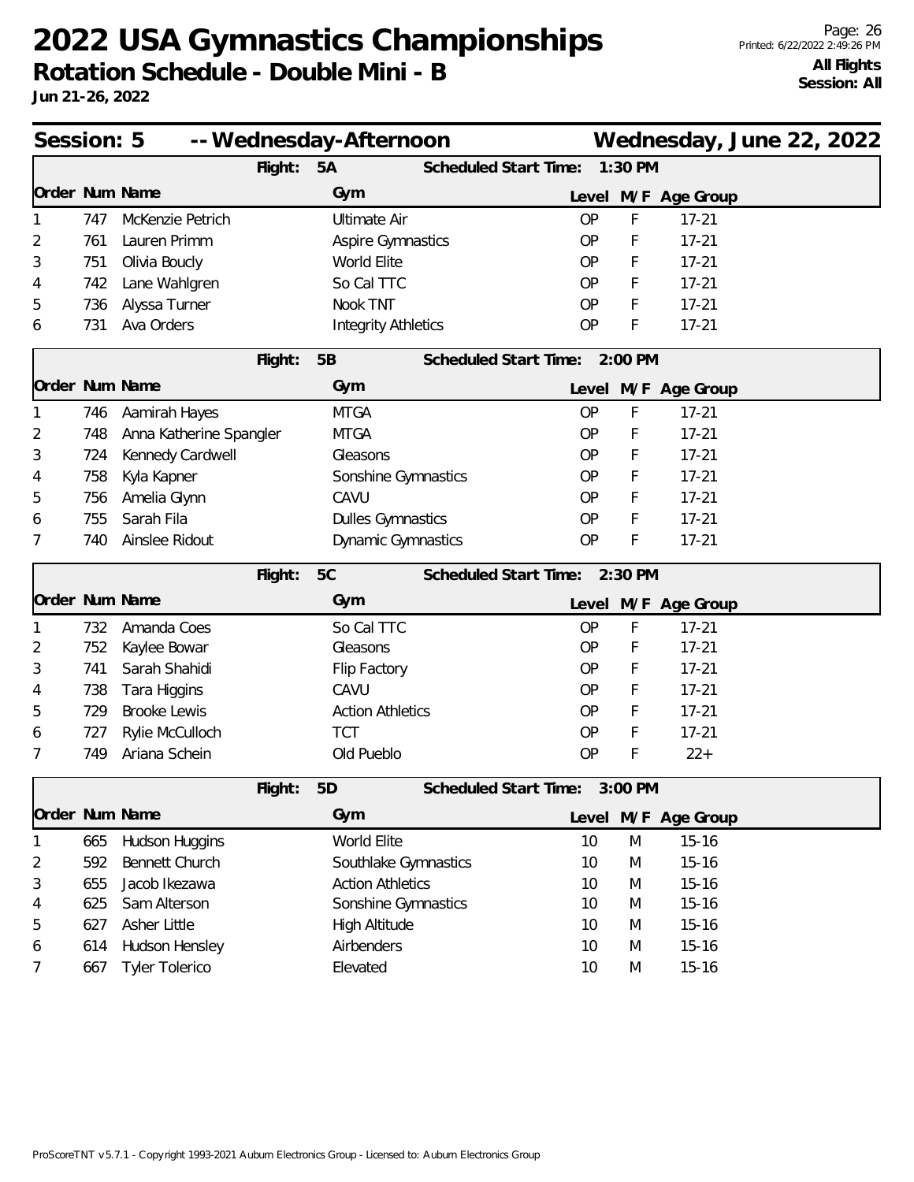# 2022 USA Gymnastics Championships

## Rotation Schedule - Double Mini - B

**Jun 21-26, 2022**

**All Flights**
**Session: All**

### Session: 5 -- Wednesday-Afternoon — Wednesday, June 22, 2022

**Flight: 5A — Scheduled Start Time: 1:30 PM**

| Order | Num | Name | Gym | Level | M/F | Age Group |
|---|---|---|---|---|---|---|
| 1 | 747 | McKenzie Petrich | Ultimate Air | OP | F | 17-21 |
| 2 | 761 | Lauren Primm | Aspire Gymnastics | OP | F | 17-21 |
| 3 | 751 | Olivia Boucly | World Elite | OP | F | 17-21 |
| 4 | 742 | Lane Wahlgren | So Cal TTC | OP | F | 17-21 |
| 5 | 736 | Alyssa Turner | Nook TNT | OP | F | 17-21 |
| 6 | 731 | Ava Orders | Integrity Athletics | OP | F | 17-21 |

**Flight: 5B — Scheduled Start Time: 2:00 PM**

| Order | Num | Name | Gym | Level | M/F | Age Group |
|---|---|---|---|---|---|---|
| 1 | 746 | Aamirah Hayes | MTGA | OP | F | 17-21 |
| 2 | 748 | Anna Katherine Spangler | MTGA | OP | F | 17-21 |
| 3 | 724 | Kennedy Cardwell | Gleasons | OP | F | 17-21 |
| 4 | 758 | Kyla Kapner | Sonshine Gymnastics | OP | F | 17-21 |
| 5 | 756 | Amelia Glynn | CAVU | OP | F | 17-21 |
| 6 | 755 | Sarah Fila | Dulles Gymnastics | OP | F | 17-21 |
| 7 | 740 | Ainslee Ridout | Dynamic Gymnastics | OP | F | 17-21 |

**Flight: 5C — Scheduled Start Time: 2:30 PM**

| Order | Num | Name | Gym | Level | M/F | Age Group |
|---|---|---|---|---|---|---|
| 1 | 732 | Amanda Coes | So Cal TTC | OP | F | 17-21 |
| 2 | 752 | Kaylee Bowar | Gleasons | OP | F | 17-21 |
| 3 | 741 | Sarah Shahidi | Flip Factory | OP | F | 17-21 |
| 4 | 738 | Tara Higgins | CAVU | OP | F | 17-21 |
| 5 | 729 | Brooke Lewis | Action Athletics | OP | F | 17-21 |
| 6 | 727 | Rylie McCulloch | TCT | OP | F | 17-21 |
| 7 | 749 | Ariana Schein | Old Pueblo | OP | F | 22+ |

**Flight: 5D — Scheduled Start Time: 3:00 PM**

| Order | Num | Name | Gym | Level | M/F | Age Group |
|---|---|---|---|---|---|---|
| 1 | 665 | Hudson Huggins | World Elite | 10 | M | 15-16 |
| 2 | 592 | Bennett Church | Southlake Gymnastics | 10 | M | 15-16 |
| 3 | 655 | Jacob Ikezawa | Action Athletics | 10 | M | 15-16 |
| 4 | 625 | Sam Alterson | Sonshine Gymnastics | 10 | M | 15-16 |
| 5 | 627 | Asher Little | High Altitude | 10 | M | 15-16 |
| 6 | 614 | Hudson Hensley | Airbenders | 10 | M | 15-16 |
| 7 | 667 | Tyler Tolerico | Elevated | 10 | M | 15-16 |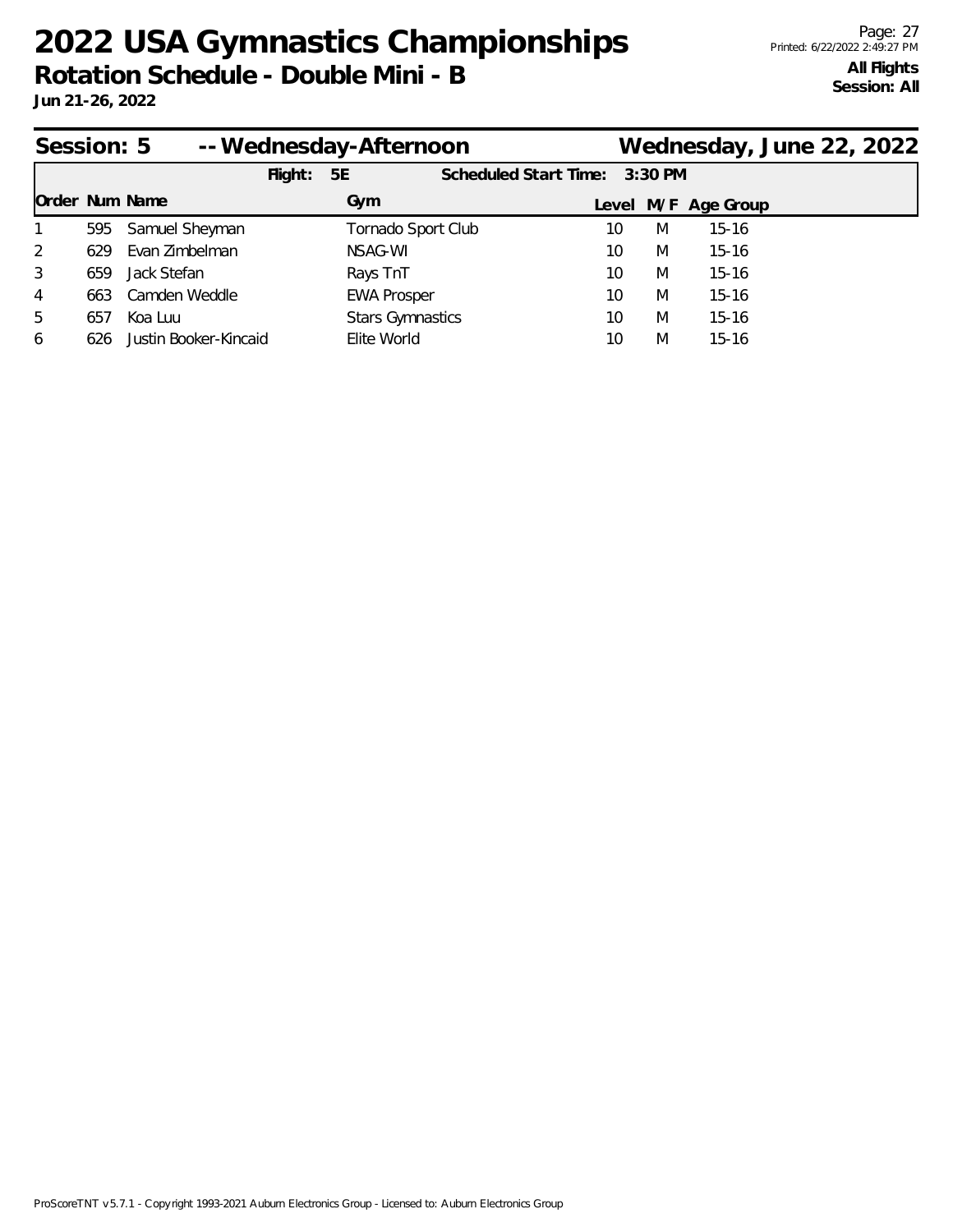# 2022 USA Gymnastics Championships

**Rotation Schedule - Double Mini - B**

**Jun 21-26, 2022**

**All Flights**
**Session: All**

## Session: 5 -- Wednesday-Afternoon — Wednesday, June 22, 2022

**Flight: 5E** — **Scheduled Start Time: 3:30 PM**

| Order | Num | Name | Gym | Level | M/F | Age Group |
|---|---|---|---|---|---|---|
| 1 | 595 | Samuel Sheyman | Tornado Sport Club | 10 | M | 15-16 |
| 2 | 629 | Evan Zimbelman | NSAG-WI | 10 | M | 15-16 |
| 3 | 659 | Jack Stefan | Rays TnT | 10 | M | 15-16 |
| 4 | 663 | Camden Weddle | EWA Prosper | 10 | M | 15-16 |
| 5 | 657 | Koa Luu | Stars Gymnastics | 10 | M | 15-16 |
| 6 | 626 | Justin Booker-Kincaid | Elite World | 10 | M | 15-16 |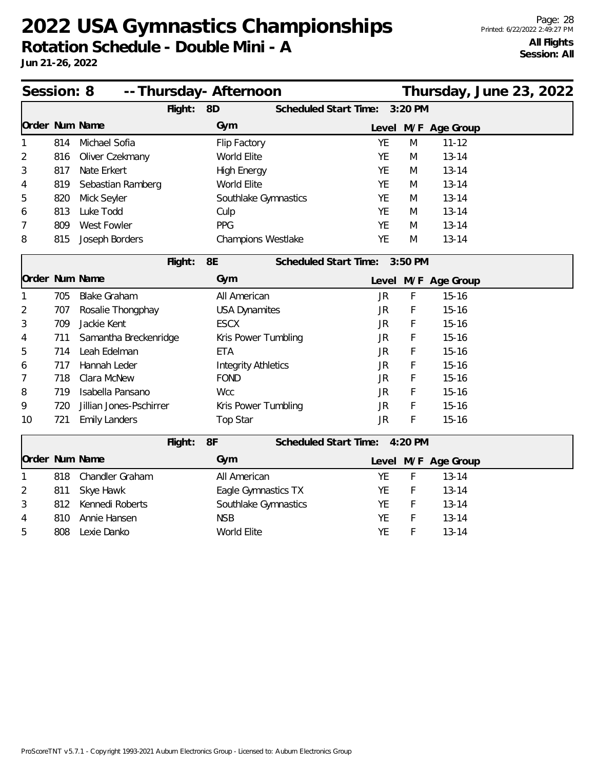# 2022 USA Gymnastics Championships

## Rotation Schedule - Double Mini - A

**Jun 21-26, 2022**

**All Flights**
**Session: All**

## Session: 8 -- Thursday- Afternoon — Thursday, June 23, 2022

**Flight: 8D** — Scheduled Start Time: 3:20 PM

| Order | Num | Name | Gym | Level | M/F | Age Group |
|---|---|---|---|---|---|---|
| 1 | 814 | Michael Sofia | Flip Factory | YE | M | 11-12 |
| 2 | 816 | Oliver Czekmany | World Elite | YE | M | 13-14 |
| 3 | 817 | Nate Erkert | High Energy | YE | M | 13-14 |
| 4 | 819 | Sebastian Ramberg | World Elite | YE | M | 13-14 |
| 5 | 820 | Mick Seyler | Southlake Gymnastics | YE | M | 13-14 |
| 6 | 813 | Luke Todd | Culp | YE | M | 13-14 |
| 7 | 809 | West Fowler | PPG | YE | M | 13-14 |
| 8 | 815 | Joseph Borders | Champions Westlake | YE | M | 13-14 |

**Flight: 8E** — Scheduled Start Time: 3:50 PM

| Order | Num | Name | Gym | Level | M/F | Age Group |
|---|---|---|---|---|---|---|
| 1 | 705 | Blake Graham | All American | JR | F | 15-16 |
| 2 | 707 | Rosalie Thongphay | USA Dynamites | JR | F | 15-16 |
| 3 | 709 | Jackie Kent | ESCX | JR | F | 15-16 |
| 4 | 711 | Samantha Breckenridge | Kris Power Tumbling | JR | F | 15-16 |
| 5 | 714 | Leah Edelman | ETA | JR | F | 15-16 |
| 6 | 717 | Hannah Leder | Integrity Athletics | JR | F | 15-16 |
| 7 | 718 | Clara McNew | FOND | JR | F | 15-16 |
| 8 | 719 | Isabella Pansano | Wcc | JR | F | 15-16 |
| 9 | 720 | Jillian Jones-Pschirrer | Kris Power Tumbling | JR | F | 15-16 |
| 10 | 721 | Emily Landers | Top Star | JR | F | 15-16 |

**Flight: 8F** — Scheduled Start Time: 4:20 PM

| Order | Num | Name | Gym | Level | M/F | Age Group |
|---|---|---|---|---|---|---|
| 1 | 818 | Chandler Graham | All American | YE | F | 13-14 |
| 2 | 811 | Skye Hawk | Eagle Gymnastics TX | YE | F | 13-14 |
| 3 | 812 | Kennedi Roberts | Southlake Gymnastics | YE | F | 13-14 |
| 4 | 810 | Annie Hansen | NSB | YE | F | 13-14 |
| 5 | 808 | Lexie Danko | World Elite | YE | F | 13-14 |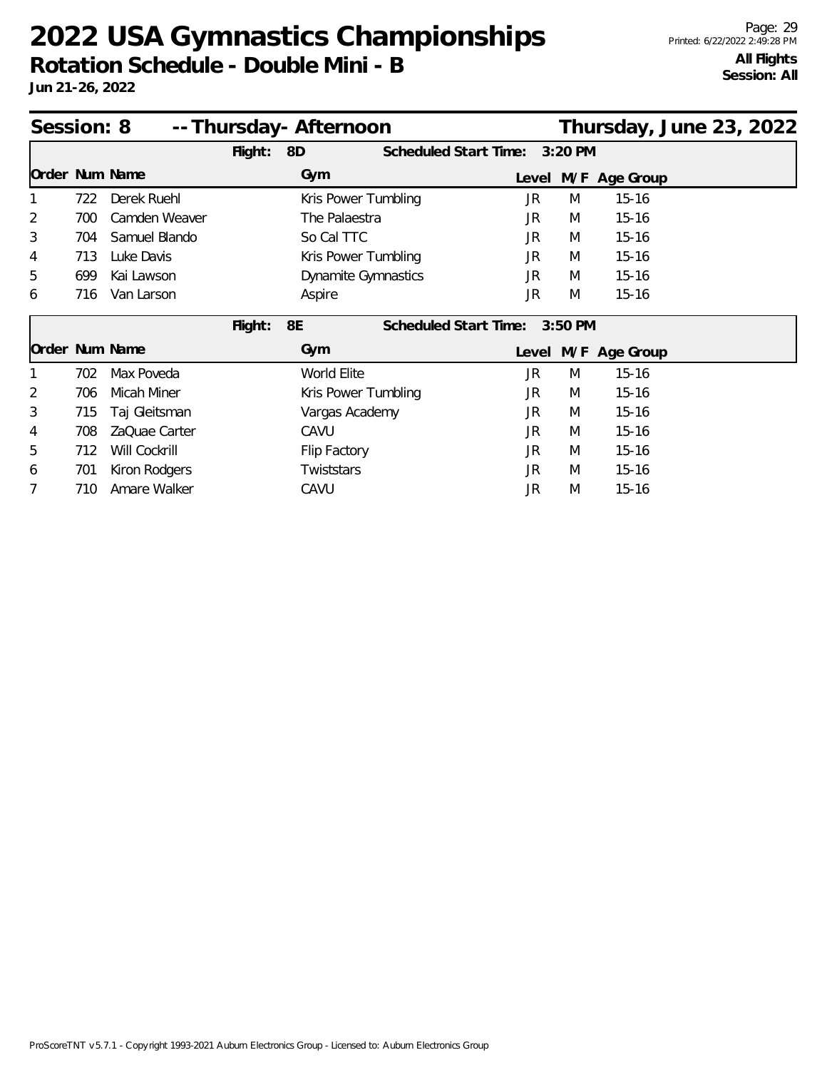# 2022 USA Gymnastics Championships

## Rotation Schedule - Double Mini - B

**Jun 21-26, 2022**

**All Flights**
**Session: All**

## Session: 8 -- Thursday- Afternoon — Thursday, June 23, 2022

**Flight: 8D** — **Scheduled Start Time: 3:20 PM**

| Order | Num | Name | Gym | Level | M/F | Age Group |
|---|---|---|---|---|---|---|
| 1 | 722 | Derek Ruehl | Kris Power Tumbling | JR | M | 15-16 |
| 2 | 700 | Camden Weaver | The Palaestra | JR | M | 15-16 |
| 3 | 704 | Samuel Blando | So Cal TTC | JR | M | 15-16 |
| 4 | 713 | Luke Davis | Kris Power Tumbling | JR | M | 15-16 |
| 5 | 699 | Kai Lawson | Dynamite Gymnastics | JR | M | 15-16 |
| 6 | 716 | Van Larson | Aspire | JR | M | 15-16 |

**Flight: 8E** — **Scheduled Start Time: 3:50 PM**

| Order | Num | Name | Gym | Level | M/F | Age Group |
|---|---|---|---|---|---|---|
| 1 | 702 | Max Poveda | World Elite | JR | M | 15-16 |
| 2 | 706 | Micah Miner | Kris Power Tumbling | JR | M | 15-16 |
| 3 | 715 | Taj Gleitsman | Vargas Academy | JR | M | 15-16 |
| 4 | 708 | ZaQuae Carter | CAVU | JR | M | 15-16 |
| 5 | 712 | Will Cockrill | Flip Factory | JR | M | 15-16 |
| 6 | 701 | Kiron Rodgers | Twiststars | JR | M | 15-16 |
| 7 | 710 | Amare Walker | CAVU | JR | M | 15-16 |

ProScoreTNT v5.7.1 - Copyright 1993-2021 Auburn Electronics Group - Licensed to: Auburn Electronics Group